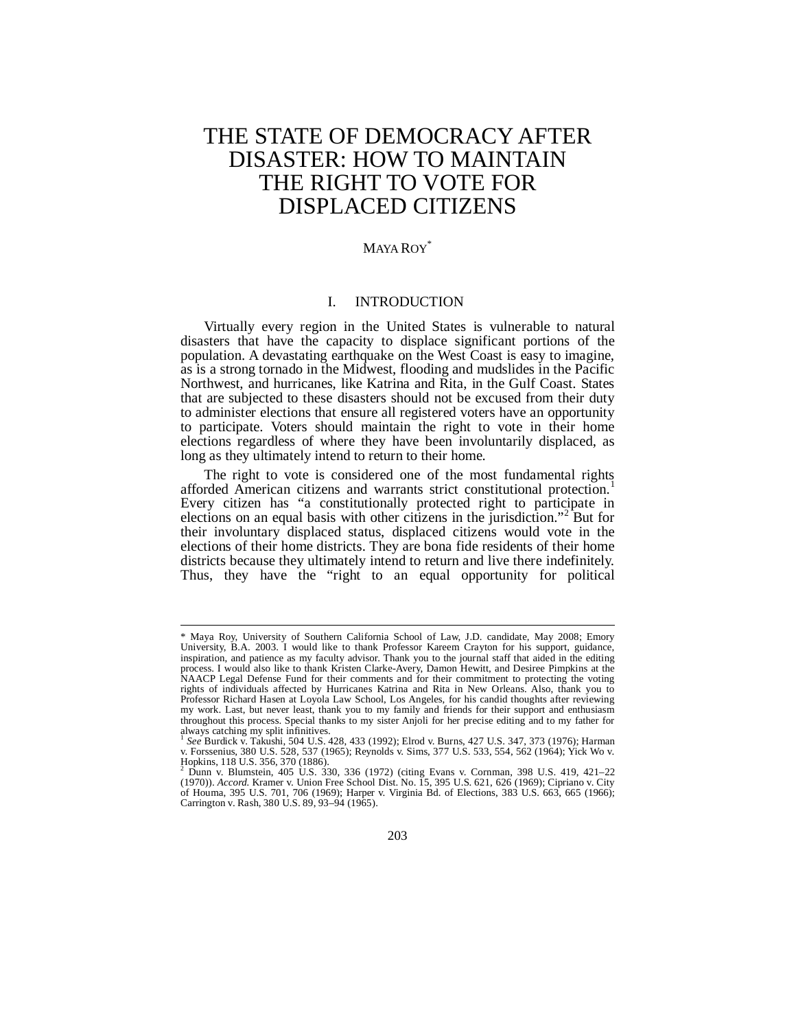# THE STATE OF DEMOCRACY AFTER DISASTER: HOW TO MAINTAIN THE RIGHT TO VOTE FOR DISPLACED CITIZENS

MAYA ROY[*]

## I. INTRODUCTION

Virtually every region in the United States is vulnerable to natural disasters that have the capacity to displace significant portions of the population. A devastating earthquake on the West Coast is easy to imagine, as is a strong tornado in the Midwest, flooding and mudslides in the Pacific Northwest, and hurricanes, like Katrina and Rita, in the Gulf Coast. States that are subjected to these disasters should not be excused from their duty to administer elections that ensure all registered voters have an opportunity to participate. Voters should maintain the right to vote in their home elections regardless of where they have been involuntarily displaced, as long as they ultimately intend to return to their home.

The right to vote is considered one of the most fundamental rights afforded American citizens and warrants strict constitutional protection.[1] Every citizen has "a constitutionally protected right to participate in elections on an equal basis with other citizens in the jurisdiction."[2] But for their involuntary displaced status, displaced citizens would vote in the elections of their home districts. They are bona fide residents of their home districts because they ultimately intend to return and live there indefinitely. Thus, they have the "right to an equal opportunity for political

---

\* Maya Roy, University of Southern California School of Law, J.D. candidate, May 2008; Emory University, B.A. 2003. I would like to thank Professor Kareem Crayton for his support, guidance, inspiration, and patience as my faculty advisor. Thank you to the journal staff that aided in the editing process. I would also like to thank Kristen Clarke-Avery, Damon Hewitt, and Desiree Pimpkins at the NAACP Legal Defense Fund for their comments and for their commitment to protecting the voting rights of individuals affected by Hurricanes Katrina and Rita in New Orleans. Also, thank you to Professor Richard Hasen at Loyola Law School, Los Angeles, for his candid thoughts after reviewing my work. Last, but never least, thank you to my family and friends for their support and enthusiasm throughout this process. Special thanks to my sister Anjoli for her precise editing and to my father for always catching my split infinitives.

[1] *See* Burdick v. Takushi, 504 U.S. 428, 433 (1992); Elrod v. Burns, 427 U.S. 347, 373 (1976); Harman v. Forssenius, 380 U.S. 528, 537 (1965); Reynolds v. Sims, 377 U.S. 533, 554, 562 (1964); Yick Wo v. Hopkins, 118 U.S. 356, 370 (1886).

[2] Dunn v. Blumstein, 405 U.S. 330, 336 (1972) (citing Evans v. Cornman, 398 U.S. 419, 421–22 (1970)). *Accord.* Kramer v. Union Free School Dist. No. 15, 395 U.S. 621, 626 (1969); Cipriano v. City of Houma, 395 U.S. 701, 706 (1969); Harper v. Virginia Bd. of Elections, 383 U.S. 663, 665 (1966); Carrington v. Rash, 380 U.S. 89, 93–94 (1965).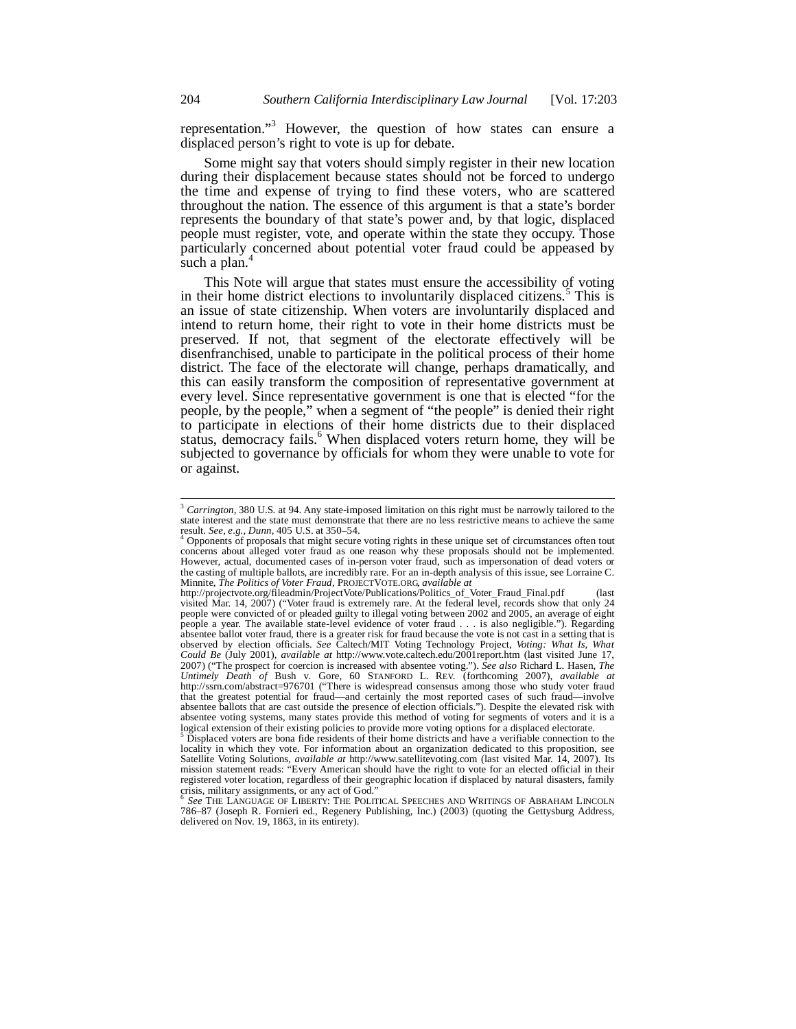representation."[3] However, the question of how states can ensure a displaced person's right to vote is up for debate.

Some might say that voters should simply register in their new location during their displacement because states should not be forced to undergo the time and expense of trying to find these voters, who are scattered throughout the nation. The essence of this argument is that a state's border represents the boundary of that state's power and, by that logic, displaced people must register, vote, and operate within the state they occupy. Those particularly concerned about potential voter fraud could be appeased by such a plan.[4]

This Note will argue that states must ensure the accessibility of voting in their home district elections to involuntarily displaced citizens.[5] This is an issue of state citizenship. When voters are involuntarily displaced and intend to return home, their right to vote in their home districts must be preserved. If not, that segment of the electorate effectively will be disenfranchised, unable to participate in the political process of their home district. The face of the electorate will change, perhaps dramatically, and this can easily transform the composition of representative government at every level. Since representative government is one that is elected "for the people, by the people," when a segment of "the people" is denied their right to participate in elections of their home districts due to their displaced status, democracy fails.[6] When displaced voters return home, they will be subjected to governance by officials for whom they were unable to vote for or against.

---

[3] *Carrington*, 380 U.S. at 94. Any state-imposed limitation on this right must be narrowly tailored to the state interest and the state must demonstrate that there are no less restrictive means to achieve the same result. *See, e.g.*, *Dunn*, 405 U.S. at 350–54.

[4] Opponents of proposals that might secure voting rights in these unique set of circumstances often tout concerns about alleged voter fraud as one reason why these proposals should not be implemented. However, actual, documented cases of in-person voter fraud, such as impersonation of dead voters or the casting of multiple ballots, are incredibly rare. For an in-depth analysis of this issue, see Lorraine C. Minnite, *The Politics of Voter Fraud*, PROJECTVOTE.ORG, *available at* http://projectvote.org/fileadmin/ProjectVote/Publications/Politics_of_Voter_Fraud_Final.pdf (last visited Mar. 14, 2007) ("Voter fraud is extremely rare. At the federal level, records show that only 24 people were convicted of or pleaded guilty to illegal voting between 2002 and 2005, an average of eight people a year. The available state-level evidence of voter fraud . . . is also negligible."). Regarding absentee ballot voter fraud, there is a greater risk for fraud because the vote is not cast in a setting that is observed by election officials. *See* Caltech/MIT Voting Technology Project, *Voting: What Is, What Could Be* (July 2001), *available at* http://www.vote.caltech.edu/2001report.htm (last visited June 17, 2007) ("The prospect for coercion is increased with absentee voting."). *See also* Richard L. Hasen, *The Untimely Death of* Bush v. Gore, 60 STANFORD L. REV. (forthcoming 2007), *available at* http://ssrn.com/abstract=976701 ("There is widespread consensus among those who study voter fraud that the greatest potential for fraud—and certainly the most reported cases of such fraud—involve absentee ballots that are cast outside the presence of election officials."). Despite the elevated risk with absentee voting systems, many states provide this method of voting for segments of voters and it is a logical extension of their existing policies to provide more voting options for a displaced electorate.

[5] Displaced voters are bona fide residents of their home districts and have a verifiable connection to the locality in which they vote. For information about an organization dedicated to this proposition, see Satellite Voting Solutions, *available at* http://www.satellitevoting.com (last visited Mar. 14, 2007). Its mission statement reads: "Every American should have the right to vote for an elected official in their registered voter location, regardless of their geographic location if displaced by natural disasters, family crisis, military assignments, or any act of God."

[6] *See* THE LANGUAGE OF LIBERTY: THE POLITICAL SPEECHES AND WRITINGS OF ABRAHAM LINCOLN 786–87 (Joseph R. Fornieri ed., Regenery Publishing, Inc.) (2003) (quoting the Gettysburg Address, delivered on Nov. 19, 1863, in its entirety).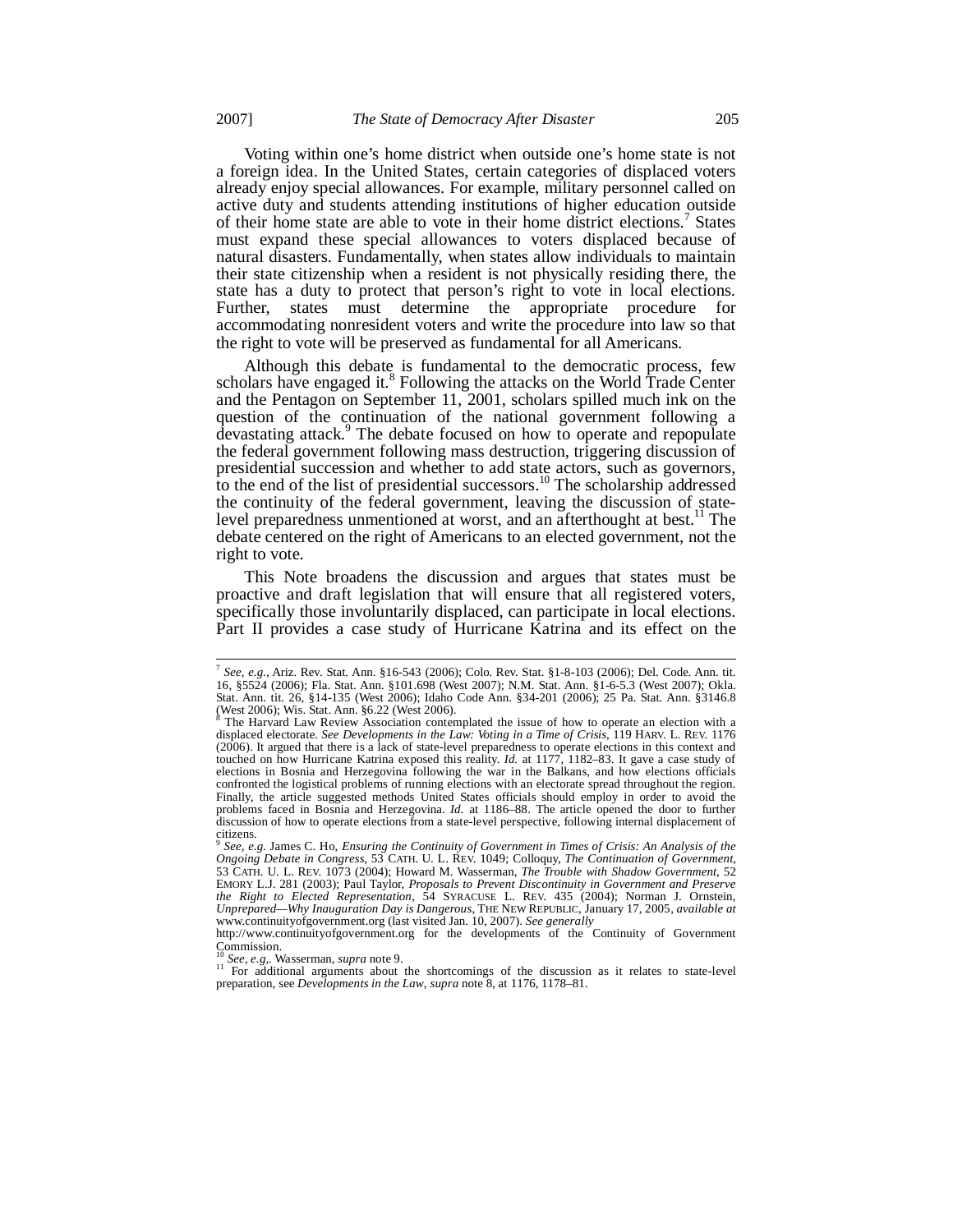Voting within one's home district when outside one's home state is not a foreign idea. In the United States, certain categories of displaced voters already enjoy special allowances. For example, military personnel called on active duty and students attending institutions of higher education outside of their home state are able to vote in their home district elections.[7] States must expand these special allowances to voters displaced because of natural disasters. Fundamentally, when states allow individuals to maintain their state citizenship when a resident is not physically residing there, the state has a duty to protect that person's right to vote in local elections. Further, states must determine the appropriate procedure for accommodating nonresident voters and write the procedure into law so that the right to vote will be preserved as fundamental for all Americans.

Although this debate is fundamental to the democratic process, few scholars have engaged it.[8] Following the attacks on the World Trade Center and the Pentagon on September 11, 2001, scholars spilled much ink on the question of the continuation of the national government following a devastating attack.[9] The debate focused on how to operate and repopulate the federal government following mass destruction, triggering discussion of presidential succession and whether to add state actors, such as governors, to the end of the list of presidential successors.[10] The scholarship addressed the continuity of the federal government, leaving the discussion of state-level preparedness unmentioned at worst, and an afterthought at best.[11] The debate centered on the right of Americans to an elected government, not the right to vote.

This Note broadens the discussion and argues that states must be proactive and draft legislation that will ensure that all registered voters, specifically those involuntarily displaced, can participate in local elections. Part II provides a case study of Hurricane Katrina and its effect on the

---

[7] *See, e.g.*, Ariz. Rev. Stat. Ann. §16-543 (2006); Colo. Rev. Stat. §1-8-103 (2006); Del. Code. Ann. tit. 16, §5524 (2006); Fla. Stat. Ann. §101.698 (West 2007); N.M. Stat. Ann. §1-6-5.3 (West 2007); Okla. Stat. Ann. tit. 26, §14-135 (West 2006); Idaho Code Ann. §34-201 (2006); 25 Pa. Stat. Ann. §3146.8 (West 2006); Wis. Stat. Ann. §6.22 (West 2006).

[8] The Harvard Law Review Association contemplated the issue of how to operate an election with a displaced electorate. *See Developments in the Law: Voting in a Time of Crisis*, 119 HARV. L. REV. 1176 (2006). It argued that there is a lack of state-level preparedness to operate elections in this context and touched on how Hurricane Katrina exposed this reality. *Id.* at 1177, 1182–83. It gave a case study of elections in Bosnia and Herzegovina following the war in the Balkans, and how elections officials confronted the logistical problems of running elections with an electorate spread throughout the region. Finally, the article suggested methods United States officials should employ in order to avoid the problems faced in Bosnia and Herzegovina. *Id.* at 1186–88. The article opened the door to further discussion of how to operate elections from a state-level perspective, following internal displacement of citizens.

[9] *See, e.g.* James C. Ho, *Ensuring the Continuity of Government in Times of Crisis: An Analysis of the Ongoing Debate in Congress*, 53 CATH. U. L. REV. 1049; Colloquy, *The Continuation of Government*, 53 CATH. U. L. REV. 1073 (2004); Howard M. Wasserman, *The Trouble with Shadow Government*, 52 EMORY L.J. 281 (2003); Paul Taylor, *Proposals to Prevent Discontinuity in Government and Preserve the Right to Elected Representation*, 54 SYRACUSE L. REV. 435 (2004); Norman J. Ornstein, *Unprepared—Why Inauguration Day is Dangerous*, THE NEW REPUBLIC, January 17, 2005, *available at* www.continuityofgovernment.org (last visited Jan. 10, 2007). *See generally* http://www.continuityofgovernment.org for the developments of the Continuity of Government Commission.

[10] *See, e.g,*. Wasserman, *supra* note 9.

[11] For additional arguments about the shortcomings of the discussion as it relates to state-level preparation, see *Developments in the Law*, *supra* note 8, at 1176, 1178–81.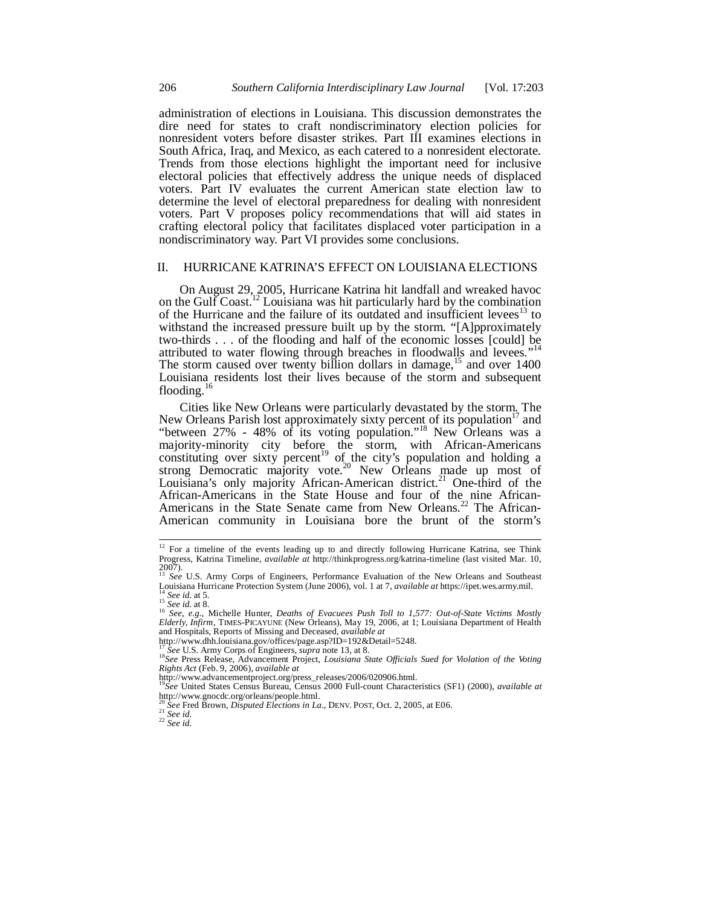administration of elections in Louisiana. This discussion demonstrates the dire need for states to craft nondiscriminatory election policies for nonresident voters before disaster strikes. Part III examines elections in South Africa, Iraq, and Mexico, as each catered to a nonresident electorate. Trends from those elections highlight the important need for inclusive electoral policies that effectively address the unique needs of displaced voters. Part IV evaluates the current American state election law to determine the level of electoral preparedness for dealing with nonresident voters. Part V proposes policy recommendations that will aid states in crafting electoral policy that facilitates displaced voter participation in a nondiscriminatory way. Part VI provides some conclusions.

## II. HURRICANE KATRINA'S EFFECT ON LOUISIANA ELECTIONS

On August 29, 2005, Hurricane Katrina hit landfall and wreaked havoc on the Gulf Coast.[12] Louisiana was hit particularly hard by the combination of the Hurricane and the failure of its outdated and insufficient levees[13] to withstand the increased pressure built up by the storm. "[A]pproximately two-thirds . . . of the flooding and half of the economic losses [could] be attributed to water flowing through breaches in floodwalls and levees."[14] The storm caused over twenty billion dollars in damage,[15] and over 1400 Louisiana residents lost their lives because of the storm and subsequent flooding.[16]

Cities like New Orleans were particularly devastated by the storm. The New Orleans Parish lost approximately sixty percent of its population[17] and "between 27% - 48% of its voting population."[18] New Orleans was a majority-minority city before the storm, with African-Americans constituting over sixty percent[19] of the city's population and holding a strong Democratic majority vote.[20] New Orleans made up most of Louisiana's only majority African-American district.[21] One-third of the African-Americans in the State House and four of the nine African-Americans in the State Senate came from New Orleans.[22] The African-American community in Louisiana bore the brunt of the storm's

---

[12] For a timeline of the events leading up to and directly following Hurricane Katrina, see Think Progress, Katrina Timeline, *available at* http://thinkprogress.org/katrina-timeline (last visited Mar. 10, 2007).

[13] *See* U.S. Army Corps of Engineers, Performance Evaluation of the New Orleans and Southeast Louisiana Hurricane Protection System (June 2006), vol. 1 at 7, *available at* https://ipet.wes.army.mil.

[14] *See id.* at 5.

[15] *See id.* at 8.

[16] *See, e.g.*, Michelle Hunter, *Deaths of Evacuees Push Toll to 1,577: Out-of-State Victims Mostly Elderly, Infirm*, TIMES-PICAYUNE (New Orleans), May 19, 2006, at 1; Louisiana Department of Health and Hospitals, Reports of Missing and Deceased, *available at* http://www.dhh.louisiana.gov/offices/page.asp?ID=192&Detail=5248.

[17] *See* U.S. Army Corps of Engineers, *supra* note 13, at 8.

[18] *See* Press Release, Advancement Project, *Louisiana State Officials Sued for Violation of the Voting Rights Act* (Feb. 9, 2006), *available at* http://www.advancementproject.org/press_releases/2006/020906.html.

[19] *See* United States Census Bureau, Census 2000 Full-count Characteristics (SF1) (2000), *available at* http://www.gnocdc.org/orleans/people.html.

[20] *See* Fred Brown, *Disputed Elections in La.*, DENV. POST, Oct. 2, 2005, at E06.

[21] *See id.*

[22] *See id.*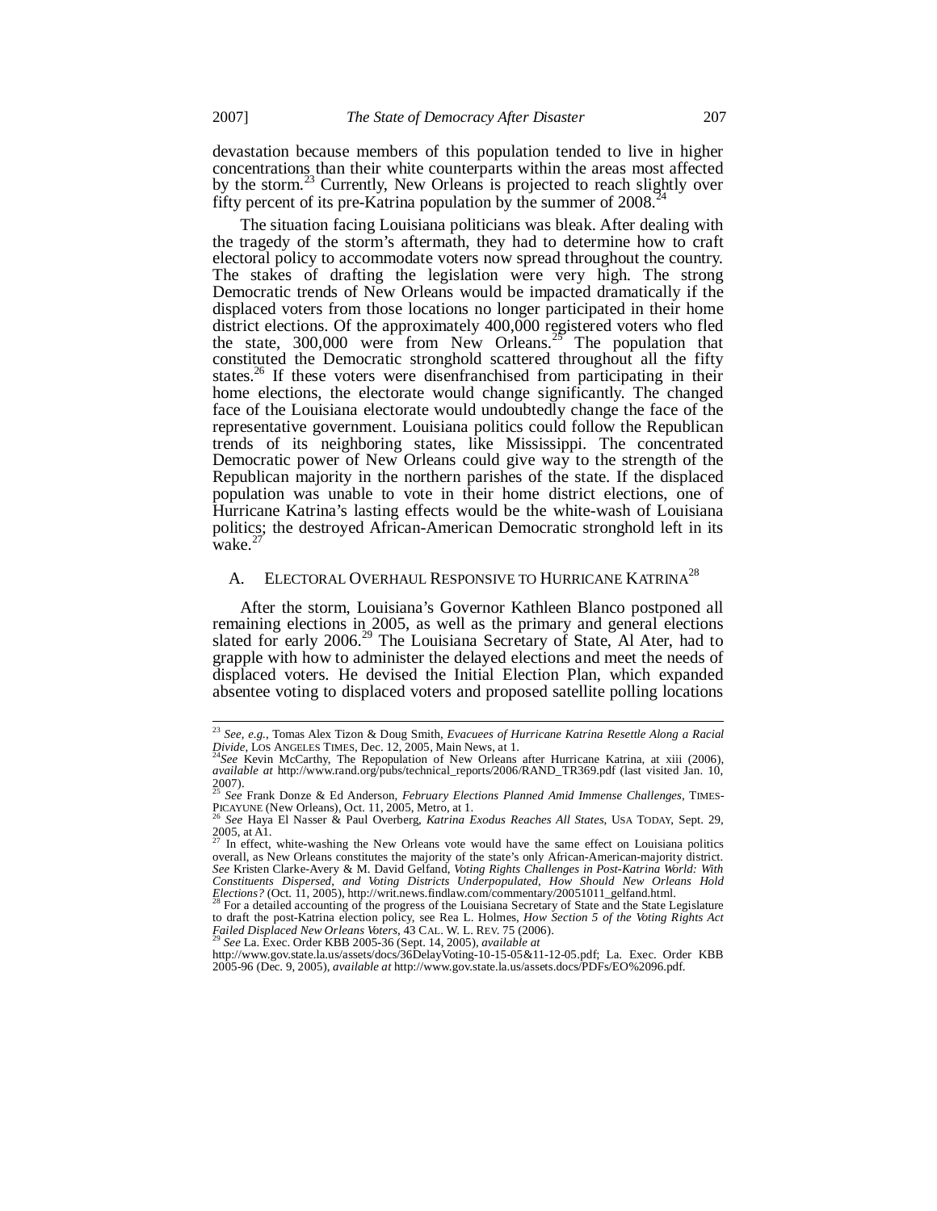devastation because members of this population tended to live in higher concentrations than their white counterparts within the areas most affected by the storm.[23] Currently, New Orleans is projected to reach slightly over fifty percent of its pre-Katrina population by the summer of 2008.[24]

The situation facing Louisiana politicians was bleak. After dealing with the tragedy of the storm's aftermath, they had to determine how to craft electoral policy to accommodate voters now spread throughout the country. The stakes of drafting the legislation were very high. The strong Democratic trends of New Orleans would be impacted dramatically if the displaced voters from those locations no longer participated in their home district elections. Of the approximately 400,000 registered voters who fled the state, 300,000 were from New Orleans.[25] The population that constituted the Democratic stronghold scattered throughout all the fifty states.[26] If these voters were disenfranchised from participating in their home elections, the electorate would change significantly. The changed face of the Louisiana electorate would undoubtedly change the face of the representative government. Louisiana politics could follow the Republican trends of its neighboring states, like Mississippi. The concentrated Democratic power of New Orleans could give way to the strength of the Republican majority in the northern parishes of the state. If the displaced population was unable to vote in their home district elections, one of Hurricane Katrina's lasting effects would be the white-wash of Louisiana politics; the destroyed African-American Democratic stronghold left in its wake.[27]

## A. Electoral Overhaul Responsive to Hurricane Katrina[28]

After the storm, Louisiana's Governor Kathleen Blanco postponed all remaining elections in 2005, as well as the primary and general elections slated for early 2006.[29] The Louisiana Secretary of State, Al Ater, had to grapple with how to administer the delayed elections and meet the needs of displaced voters. He devised the Initial Election Plan, which expanded absentee voting to displaced voters and proposed satellite polling locations

---

[23] *See, e.g.*, Tomas Alex Tizon & Doug Smith, *Evacuees of Hurricane Katrina Resettle Along a Racial Divide*, Los Angeles Times, Dec. 12, 2005, Main News, at 1.

[24] *See* Kevin McCarthy, The Repopulation of New Orleans after Hurricane Katrina, at xiii (2006), *available at* http://www.rand.org/pubs/technical_reports/2006/RAND_TR369.pdf (last visited Jan. 10, 2007).

[25] *See* Frank Donze & Ed Anderson, *February Elections Planned Amid Immense Challenges*, Times-Picayune (New Orleans), Oct. 11, 2005, Metro, at 1.

[26] *See* Haya El Nasser & Paul Overberg, *Katrina Exodus Reaches All States*, USA Today, Sept. 29, 2005, at A1.

[27] In effect, white-washing the New Orleans vote would have the same effect on Louisiana politics overall, as New Orleans constitutes the majority of the state's only African-American-majority district. *See* Kristen Clarke-Avery & M. David Gelfand, *Voting Rights Challenges in Post-Katrina World: With Constituents Dispersed, and Voting Districts Underpopulated, How Should New Orleans Hold Elections?* (Oct. 11, 2005), http://writ.news.findlaw.com/commentary/20051011_gelfand.html.

[28] For a detailed accounting of the progress of the Louisiana Secretary of State and the State Legislature to draft the post-Katrina election policy, see Rea L. Holmes, *How Section 5 of the Voting Rights Act Failed Displaced New Orleans Voters*, 43 Cal. W. L. Rev. 75 (2006).

[29] *See* La. Exec. Order KBB 2005-36 (Sept. 14, 2005), *available at* http://www.gov.state.la.us/assets/docs/36DelayVoting-10-15-05&11-12-05.pdf; La. Exec. Order KBB 2005-96 (Dec. 9, 2005), *available at* http://www.gov.state.la.us/assets.docs/PDFs/EO%2096.pdf.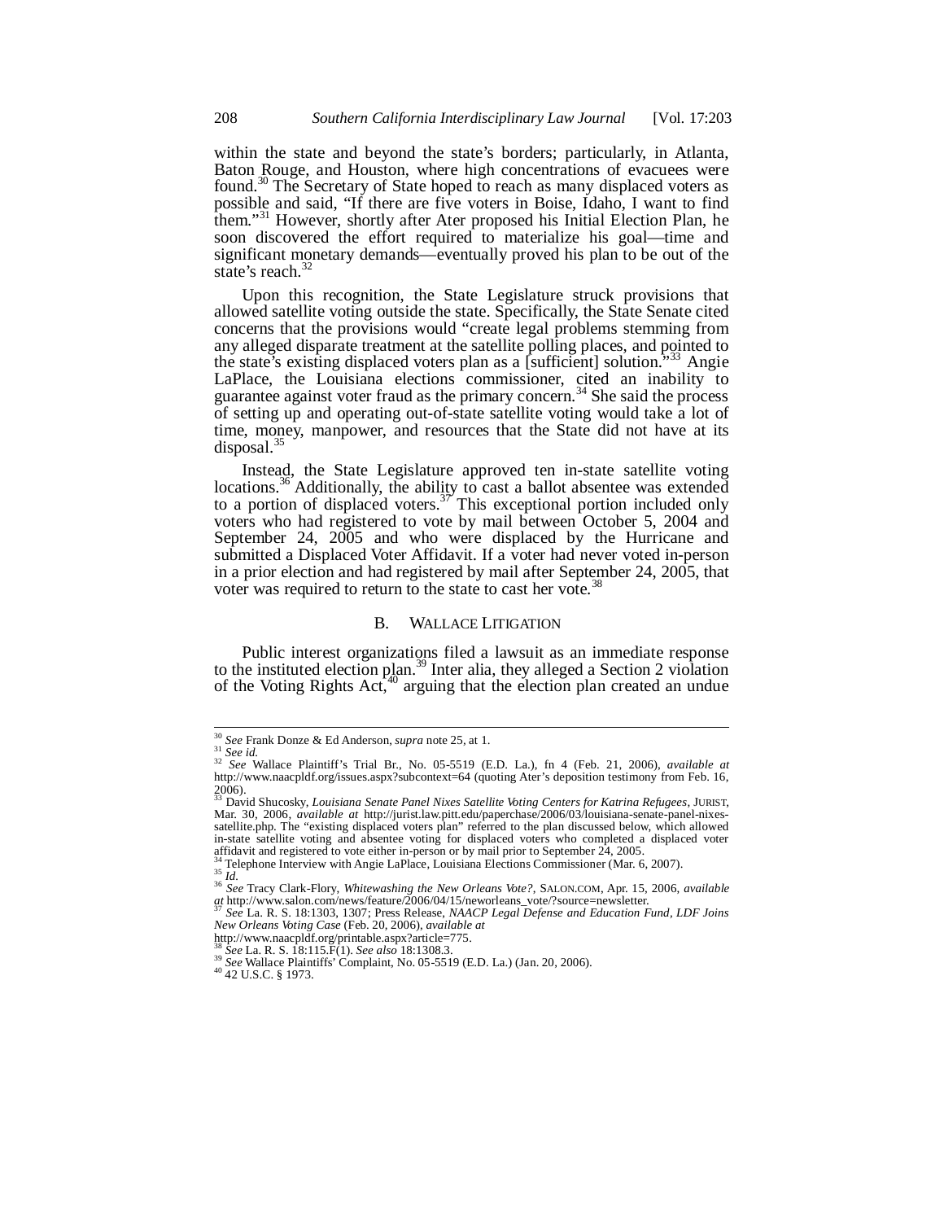within the state and beyond the state's borders; particularly, in Atlanta, Baton Rouge, and Houston, where high concentrations of evacuees were found.[30] The Secretary of State hoped to reach as many displaced voters as possible and said, "If there are five voters in Boise, Idaho, I want to find them."[31] However, shortly after Ater proposed his Initial Election Plan, he soon discovered the effort required to materialize his goal—time and significant monetary demands—eventually proved his plan to be out of the state's reach.[32]

Upon this recognition, the State Legislature struck provisions that allowed satellite voting outside the state. Specifically, the State Senate cited concerns that the provisions would "create legal problems stemming from any alleged disparate treatment at the satellite polling places, and pointed to the state's existing displaced voters plan as a [sufficient] solution."[33] Angie LaPlace, the Louisiana elections commissioner, cited an inability to guarantee against voter fraud as the primary concern.[34] She said the process of setting up and operating out-of-state satellite voting would take a lot of time, money, manpower, and resources that the State did not have at its disposal.[35]

Instead, the State Legislature approved ten in-state satellite voting locations.[36] Additionally, the ability to cast a ballot absentee was extended to a portion of displaced voters.[37] This exceptional portion included only voters who had registered to vote by mail between October 5, 2004 and September 24, 2005 and who were displaced by the Hurricane and submitted a Displaced Voter Affidavit. If a voter had never voted in-person in a prior election and had registered by mail after September 24, 2005, that voter was required to return to the state to cast her vote.[38]

### B. Wallace Litigation

Public interest organizations filed a lawsuit as an immediate response to the instituted election plan.[39] Inter alia, they alleged a Section 2 violation of the Voting Rights Act,[40] arguing that the election plan created an undue

---

[30] *See* Frank Donze & Ed Anderson, *supra* note 25, at 1.

[31] *See id.*

[32] *See* Wallace Plaintiff's Trial Br., No. 05-5519 (E.D. La.), fn 4 (Feb. 21, 2006), *available at* http://www.naacpldf.org/issues.aspx?subcontext=64 (quoting Ater's deposition testimony from Feb. 16, 2006).

[33] David Shucosky, *Louisiana Senate Panel Nixes Satellite Voting Centers for Katrina Refugees*, JURIST, Mar. 30, 2006, *available at* http://jurist.law.pitt.edu/paperchase/2006/03/louisiana-senate-panel-nixes-satellite.php. The "existing displaced voters plan" referred to the plan discussed below, which allowed in-state satellite voting and absentee voting for displaced voters who completed a displaced voter affidavit and registered to vote either in-person or by mail prior to September 24, 2005.

[34] Telephone Interview with Angie LaPlace, Louisiana Elections Commissioner (Mar. 6, 2007).

[35] *Id.*

[36] *See* Tracy Clark-Flory, *Whitewashing the New Orleans Vote?*, SALON.COM, Apr. 15, 2006, *available at* http://www.salon.com/news/feature/2006/04/15/neworleans_vote/?source=newsletter.

[37] *See* La. R. S. 18:1303, 1307; Press Release, *NAACP Legal Defense and Education Fund, LDF Joins New Orleans Voting Case* (Feb. 20, 2006), *available at* http://www.naacpldf.org/printable.aspx?article=775.

[38] *See* La. R. S. 18:115.F(1). *See also* 18:1308.3.

[39] *See* Wallace Plaintiffs' Complaint, No. 05-5519 (E.D. La.) (Jan. 20, 2006).

[40] 42 U.S.C. § 1973.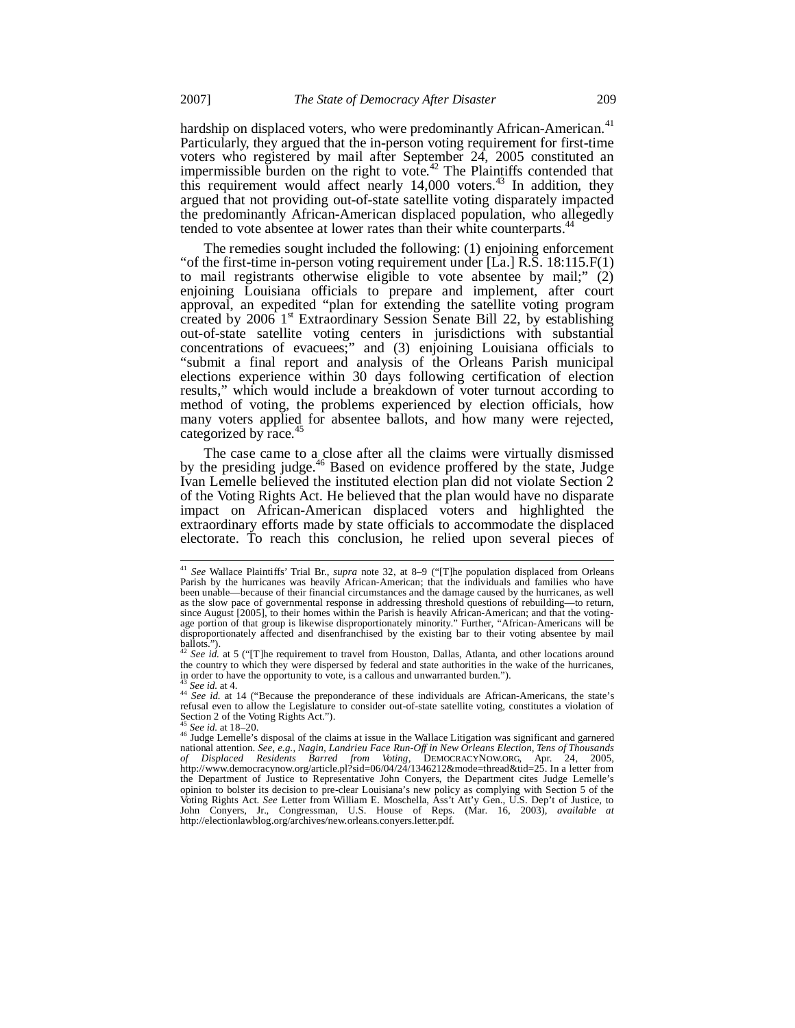hardship on displaced voters, who were predominantly African-American.[41] Particularly, they argued that the in-person voting requirement for first-time voters who registered by mail after September 24, 2005 constituted an impermissible burden on the right to vote.[42] The Plaintiffs contended that this requirement would affect nearly 14,000 voters.[43] In addition, they argued that not providing out-of-state satellite voting disparately impacted the predominantly African-American displaced population, who allegedly tended to vote absentee at lower rates than their white counterparts.[44]

The remedies sought included the following: (1) enjoining enforcement "of the first-time in-person voting requirement under [La.] R.S. 18:115.F(1) to mail registrants otherwise eligible to vote absentee by mail;" (2) enjoining Louisiana officials to prepare and implement, after court approval, an expedited "plan for extending the satellite voting program created by 2006 1st Extraordinary Session Senate Bill 22, by establishing out-of-state satellite voting centers in jurisdictions with substantial concentrations of evacuees;" and (3) enjoining Louisiana officials to "submit a final report and analysis of the Orleans Parish municipal elections experience within 30 days following certification of election results," which would include a breakdown of voter turnout according to method of voting, the problems experienced by election officials, how many voters applied for absentee ballots, and how many were rejected, categorized by race.[45]

The case came to a close after all the claims were virtually dismissed by the presiding judge.[46] Based on evidence proffered by the state, Judge Ivan Lemelle believed the instituted election plan did not violate Section 2 of the Voting Rights Act. He believed that the plan would have no disparate impact on African-American displaced voters and highlighted the extraordinary efforts made by state officials to accommodate the displaced electorate. To reach this conclusion, he relied upon several pieces of

---

[41] *See* Wallace Plaintiffs' Trial Br., *supra* note 32, at 8–9 ("[T]he population displaced from Orleans Parish by the hurricanes was heavily African-American; that the individuals and families who have been unable—because of their financial circumstances and the damage caused by the hurricanes, as well as the slow pace of governmental response in addressing threshold questions of rebuilding—to return, since August [2005], to their homes within the Parish is heavily African-American; and that the voting-age portion of that group is likewise disproportionately minority." Further, "African-Americans will be disproportionately affected and disenfranchised by the existing bar to their voting absentee by mail ballots.").

[42] *See id.* at 5 ("[T]he requirement to travel from Houston, Dallas, Atlanta, and other locations around the country to which they were dispersed by federal and state authorities in the wake of the hurricanes, in order to have the opportunity to vote, is a callous and unwarranted burden.").

[43] *See id.* at 4.

[44] *See id.* at 14 ("Because the preponderance of these individuals are African-Americans, the state's refusal even to allow the Legislature to consider out-of-state satellite voting, constitutes a violation of Section 2 of the Voting Rights Act.").

[45] *See id.* at 18–20.

[46] Judge Lemelle's disposal of the claims at issue in the Wallace Litigation was significant and garnered national attention. *See, e.g.*, *Nagin, Landrieu Face Run-Off in New Orleans Election, Tens of Thousands of Displaced Residents Barred from Voting*, DEMOCRACYNOW.ORG, Apr. 24, 2005, http://www.democracynow.org/article.pl?sid=06/04/24/1346212&mode=thread&tid=25. In a letter from the Department of Justice to Representative John Conyers, the Department cites Judge Lemelle's opinion to bolster its decision to pre-clear Louisiana's new policy as complying with Section 5 of the Voting Rights Act. *See* Letter from William E. Moschella, Ass't Att'y Gen., U.S. Dep't of Justice, to John Conyers, Jr., Congressman, U.S. House of Reps. (Mar. 16, 2003), *available at* http://electionlawblog.org/archives/new.orleans.conyers.letter.pdf.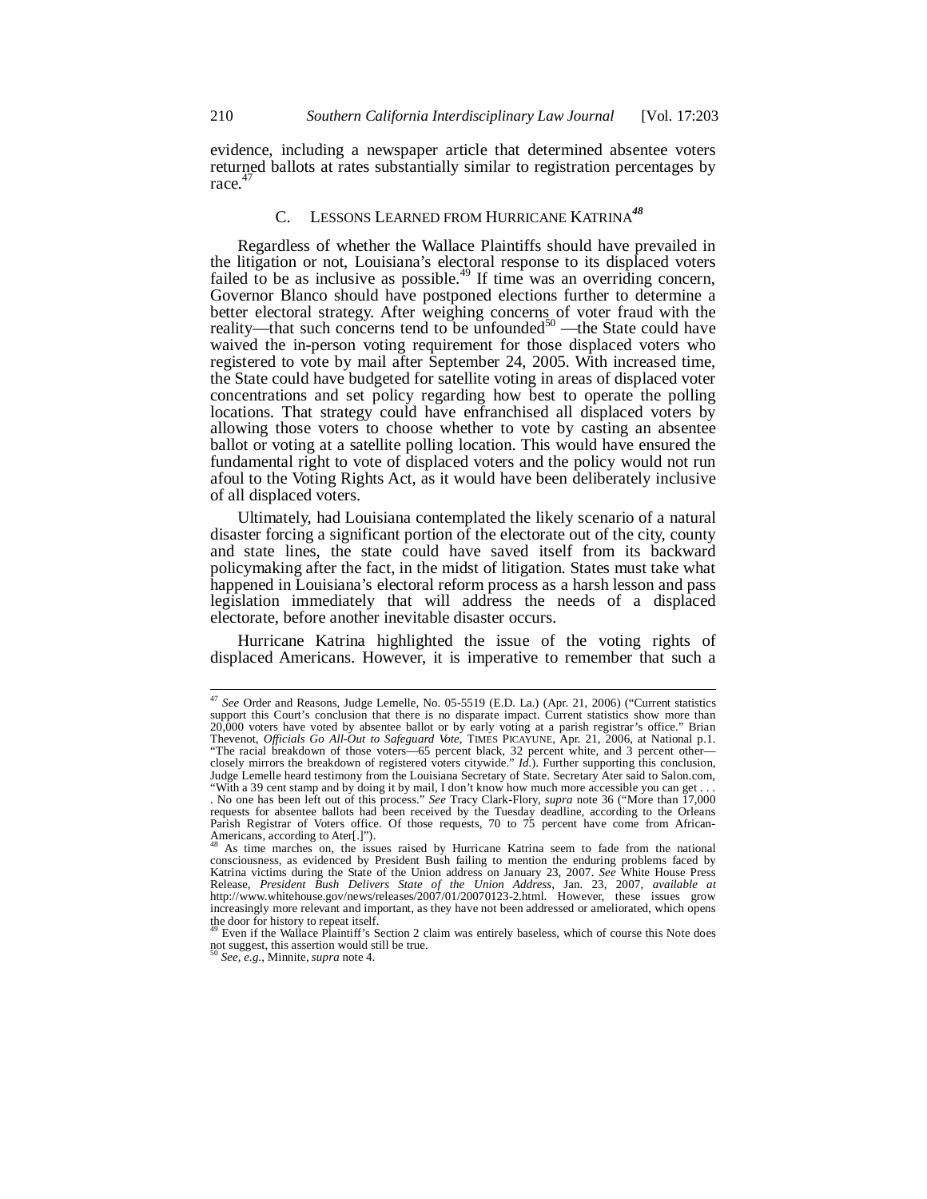evidence, including a newspaper article that determined absentee voters returned ballots at rates substantially similar to registration percentages by race.[47]

### C. LESSONS LEARNED FROM HURRICANE KATRINA[48]

Regardless of whether the Wallace Plaintiffs should have prevailed in the litigation or not, Louisiana's electoral response to its displaced voters failed to be as inclusive as possible.[49] If time was an overriding concern, Governor Blanco should have postponed elections further to determine a better electoral strategy. After weighing concerns of voter fraud with the reality—that such concerns tend to be unfounded[50] —the State could have waived the in-person voting requirement for those displaced voters who registered to vote by mail after September 24, 2005. With increased time, the State could have budgeted for satellite voting in areas of displaced voter concentrations and set policy regarding how best to operate the polling locations. That strategy could have enfranchised all displaced voters by allowing those voters to choose whether to vote by casting an absentee ballot or voting at a satellite polling location. This would have ensured the fundamental right to vote of displaced voters and the policy would not run afoul to the Voting Rights Act, as it would have been deliberately inclusive of all displaced voters.

Ultimately, had Louisiana contemplated the likely scenario of a natural disaster forcing a significant portion of the electorate out of the city, county and state lines, the state could have saved itself from its backward policymaking after the fact, in the midst of litigation. States must take what happened in Louisiana's electoral reform process as a harsh lesson and pass legislation immediately that will address the needs of a displaced electorate, before another inevitable disaster occurs.

Hurricane Katrina highlighted the issue of the voting rights of displaced Americans. However, it is imperative to remember that such a

---

[47] *See* Order and Reasons, Judge Lemelle, No. 05-5519 (E.D. La.) (Apr. 21, 2006) ("Current statistics support this Court's conclusion that there is no disparate impact. Current statistics show more than 20,000 voters have voted by absentee ballot or by early voting at a parish registrar's office." Brian Thevenot, *Officials Go All-Out to Safeguard Vote*, TIMES PICAYUNE, Apr. 21, 2006, at National p.1. "The racial breakdown of those voters—65 percent black, 32 percent white, and 3 percent other—closely mirrors the breakdown of registered voters citywide." *Id.*). Further supporting this conclusion, Judge Lemelle heard testimony from the Louisiana Secretary of State. Secretary Ater said to Salon.com, "With a 39 cent stamp and by doing it by mail, I don't know how much more accessible you can get . . . . No one has been left out of this process." *See* Tracy Clark-Flory, *supra* note 36 ("More than 17,000 requests for absentee ballots had been received by the Tuesday deadline, according to the Orleans Parish Registrar of Voters office. Of those requests, 70 to 75 percent have come from African-Americans, according to Ater[.]").

[48] As time marches on, the issues raised by Hurricane Katrina seem to fade from the national consciousness, as evidenced by President Bush failing to mention the enduring problems faced by Katrina victims during the State of the Union address on January 23, 2007. *See* White House Press Release, *President Bush Delivers State of the Union Address*, Jan. 23, 2007, *available at* http://www.whitehouse.gov/news/releases/2007/01/20070123-2.html. However, these issues grow increasingly more relevant and important, as they have not been addressed or ameliorated, which opens the door for history to repeat itself.

[49] Even if the Wallace Plaintiff's Section 2 claim was entirely baseless, which of course this Note does not suggest, this assertion would still be true.

[50] *See, e.g.*, Minnite, *supra* note 4.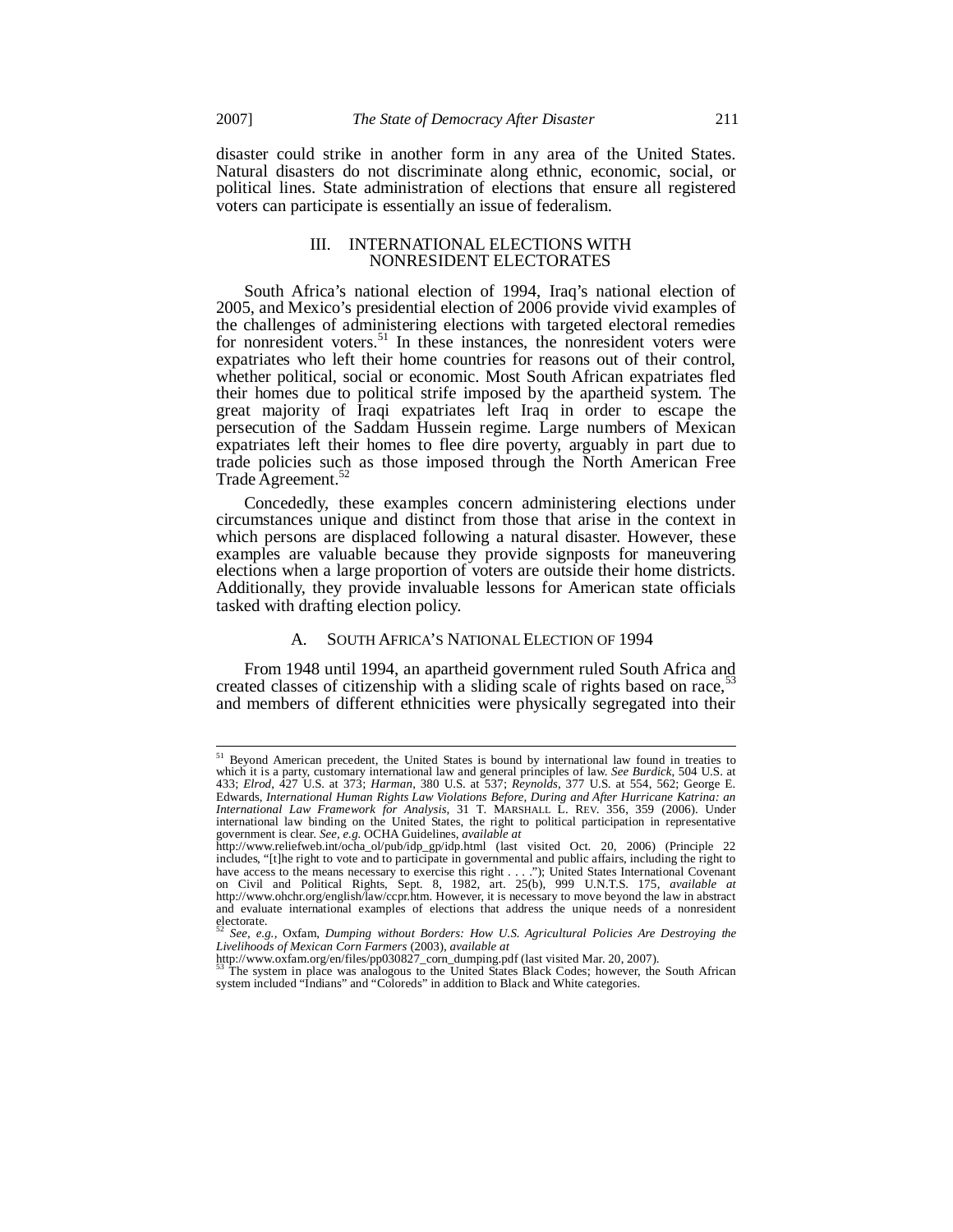disaster could strike in another form in any area of the United States. Natural disasters do not discriminate along ethnic, economic, social, or political lines. State administration of elections that ensure all registered voters can participate is essentially an issue of federalism.

## III. INTERNATIONAL ELECTIONS WITH NONRESIDENT ELECTORATES

South Africa's national election of 1994, Iraq's national election of 2005, and Mexico's presidential election of 2006 provide vivid examples of the challenges of administering elections with targeted electoral remedies for nonresident voters.[51] In these instances, the nonresident voters were expatriates who left their home countries for reasons out of their control, whether political, social or economic. Most South African expatriates fled their homes due to political strife imposed by the apartheid system. The great majority of Iraqi expatriates left Iraq in order to escape the persecution of the Saddam Hussein regime. Large numbers of Mexican expatriates left their homes to flee dire poverty, arguably in part due to trade policies such as those imposed through the North American Free Trade Agreement.[52]

Concededly, these examples concern administering elections under circumstances unique and distinct from those that arise in the context in which persons are displaced following a natural disaster. However, these examples are valuable because they provide signposts for maneuvering elections when a large proportion of voters are outside their home districts. Additionally, they provide invaluable lessons for American state officials tasked with drafting election policy.

### A. SOUTH AFRICA'S NATIONAL ELECTION OF 1994

From 1948 until 1994, an apartheid government ruled South Africa and created classes of citizenship with a sliding scale of rights based on race,[53] and members of different ethnicities were physically segregated into their

---

[51] Beyond American precedent, the United States is bound by international law found in treaties to which it is a party, customary international law and general principles of law. *See Burdick*, 504 U.S. at 433; *Elrod*, 427 U.S. at 373; *Harman*, 380 U.S. at 537; *Reynolds*, 377 U.S. at 554, 562; George E. Edwards, *International Human Rights Law Violations Before, During and After Hurricane Katrina: an International Law Framework for Analysis*, 31 T. MARSHALL L. REV. 356, 359 (2006). Under international law binding on the United States, the right to political participation in representative government is clear. *See, e.g.* OCHA Guidelines, *available at* http://www.reliefweb.int/ocha_ol/pub/idp_gp/idp.html (last visited Oct. 20, 2006) (Principle 22 includes, "[t]he right to vote and to participate in governmental and public affairs, including the right to have access to the means necessary to exercise this right . . . ."); United States International Covenant on Civil and Political Rights, Sept. 8, 1982, art. 25(b), 999 U.N.T.S. 175, *available at* http://www.ohchr.org/english/law/ccpr.htm. However, it is necessary to move beyond the law in abstract and evaluate international examples of elections that address the unique needs of a nonresident electorate.

[52] *See, e.g.*, Oxfam, *Dumping without Borders: How U.S. Agricultural Policies Are Destroying the Livelihoods of Mexican Corn Farmers* (2003), *available at* http://www.oxfam.org/en/files/pp030827_corn_dumping.pdf (last visited Mar. 20, 2007).

[53] The system in place was analogous to the United States Black Codes; however, the South African system included "Indians" and "Coloreds" in addition to Black and White categories.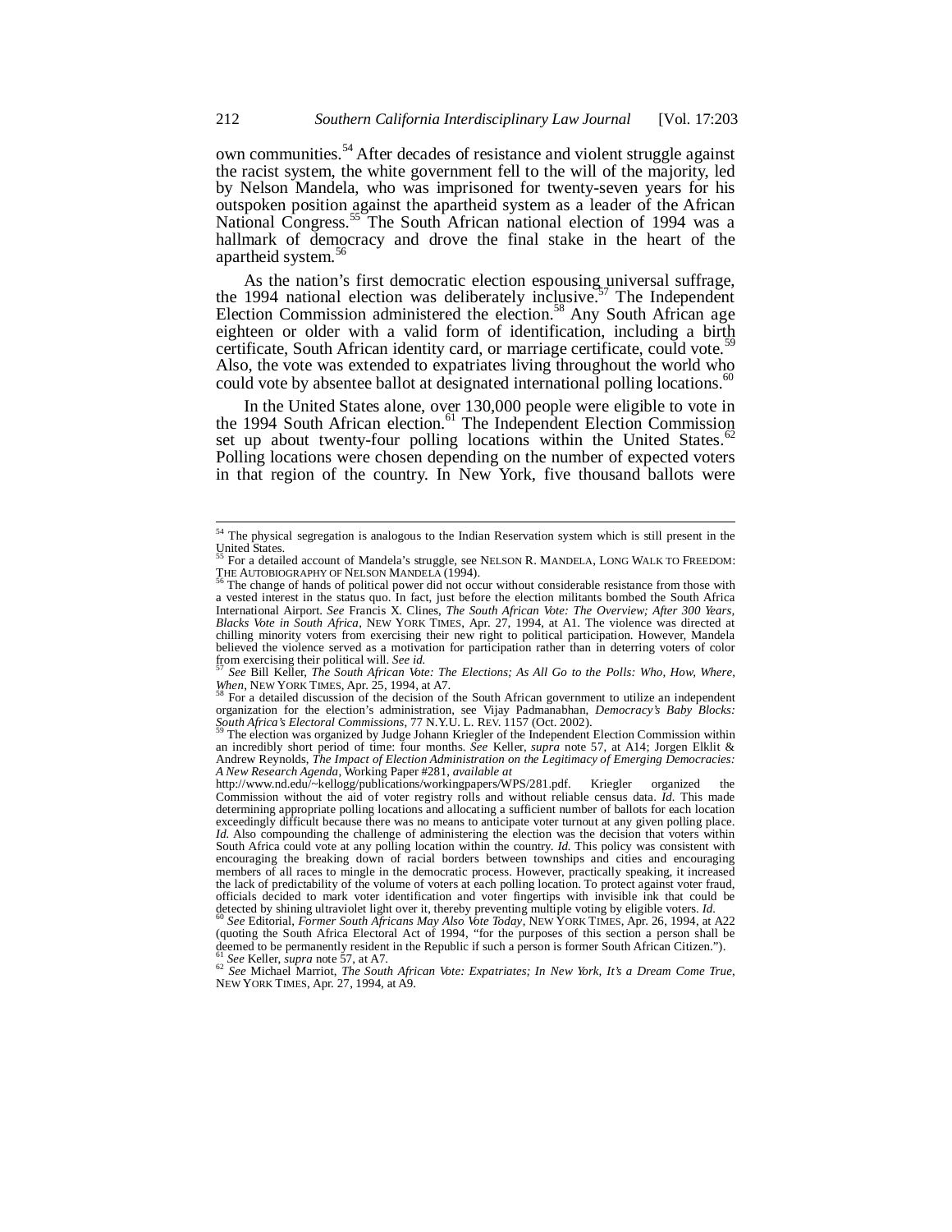own communities.[54] After decades of resistance and violent struggle against the racist system, the white government fell to the will of the majority, led by Nelson Mandela, who was imprisoned for twenty-seven years for his outspoken position against the apartheid system as a leader of the African National Congress.[55] The South African national election of 1994 was a hallmark of democracy and drove the final stake in the heart of the apartheid system.[56]

As the nation's first democratic election espousing universal suffrage, the 1994 national election was deliberately inclusive.[57] The Independent Election Commission administered the election.[58] Any South African age eighteen or older with a valid form of identification, including a birth certificate, South African identity card, or marriage certificate, could vote.[59] Also, the vote was extended to expatriates living throughout the world who could vote by absentee ballot at designated international polling locations.[60]

In the United States alone, over 130,000 people were eligible to vote in the 1994 South African election.[61] The Independent Election Commission set up about twenty-four polling locations within the United States.[62] Polling locations were chosen depending on the number of expected voters in that region of the country. In New York, five thousand ballots were

---

[54] The physical segregation is analogous to the Indian Reservation system which is still present in the United States.

[55] For a detailed account of Mandela's struggle, see NELSON R. MANDELA, LONG WALK TO FREEDOM: THE AUTOBIOGRAPHY OF NELSON MANDELA (1994).

[56] The change of hands of political power did not occur without considerable resistance from those with a vested interest in the status quo. In fact, just before the election militants bombed the South Africa International Airport. *See* Francis X. Clines, *The South African Vote: The Overview; After 300 Years, Blacks Vote in South Africa*, NEW YORK TIMES, Apr. 27, 1994, at A1. The violence was directed at chilling minority voters from exercising their new right to political participation. However, Mandela believed the violence served as a motivation for participation rather than in deterring voters of color from exercising their political will. *See id.*

[57] *See* Bill Keller, *The South African Vote: The Elections; As All Go to the Polls: Who, How, Where, When*, NEW YORK TIMES, Apr. 25, 1994, at A7.

[58] For a detailed discussion of the decision of the South African government to utilize an independent organization for the election's administration, see Vijay Padmanabhan, *Democracy's Baby Blocks: South Africa's Electoral Commissions*, 77 N.Y.U. L. REV. 1157 (Oct. 2002).

[59] The election was organized by Judge Johann Kriegler of the Independent Election Commission within an incredibly short period of time: four months. *See* Keller, *supra* note 57, at A14; Jorgen Elklit & Andrew Reynolds, *The Impact of Election Administration on the Legitimacy of Emerging Democracies: A New Research Agenda*, Working Paper #281, *available at* http://www.nd.edu/~kellogg/publications/workingpapers/WPS/281.pdf. Kriegler organized the Commission without the aid of voter registry rolls and without reliable census data. *Id.* This made determining appropriate polling locations and allocating a sufficient number of ballots for each location exceedingly difficult because there was no means to anticipate voter turnout at any given polling place. *Id.* Also compounding the challenge of administering the election was the decision that voters within South Africa could vote at any polling location within the country. *Id.* This policy was consistent with encouraging the breaking down of racial borders between townships and cities and encouraging members of all races to mingle in the democratic process. However, practically speaking, it increased the lack of predictability of the volume of voters at each polling location. To protect against voter fraud, officials decided to mark voter identification and voter fingertips with invisible ink that could be detected by shining ultraviolet light over it, thereby preventing multiple voting by eligible voters. *Id.*

[60] *See* Editorial, *Former South Africans May Also Vote Today*, NEW YORK TIMES, Apr. 26, 1994, at A22 (quoting the South Africa Electoral Act of 1994, "for the purposes of this section a person shall be deemed to be permanently resident in the Republic if such a person is former South African Citizen.").

[61] *See* Keller, *supra* note 57, at A7.

[62] *See* Michael Marriot, *The South African Vote: Expatriates; In New York, It's a Dream Come True*, NEW YORK TIMES, Apr. 27, 1994, at A9.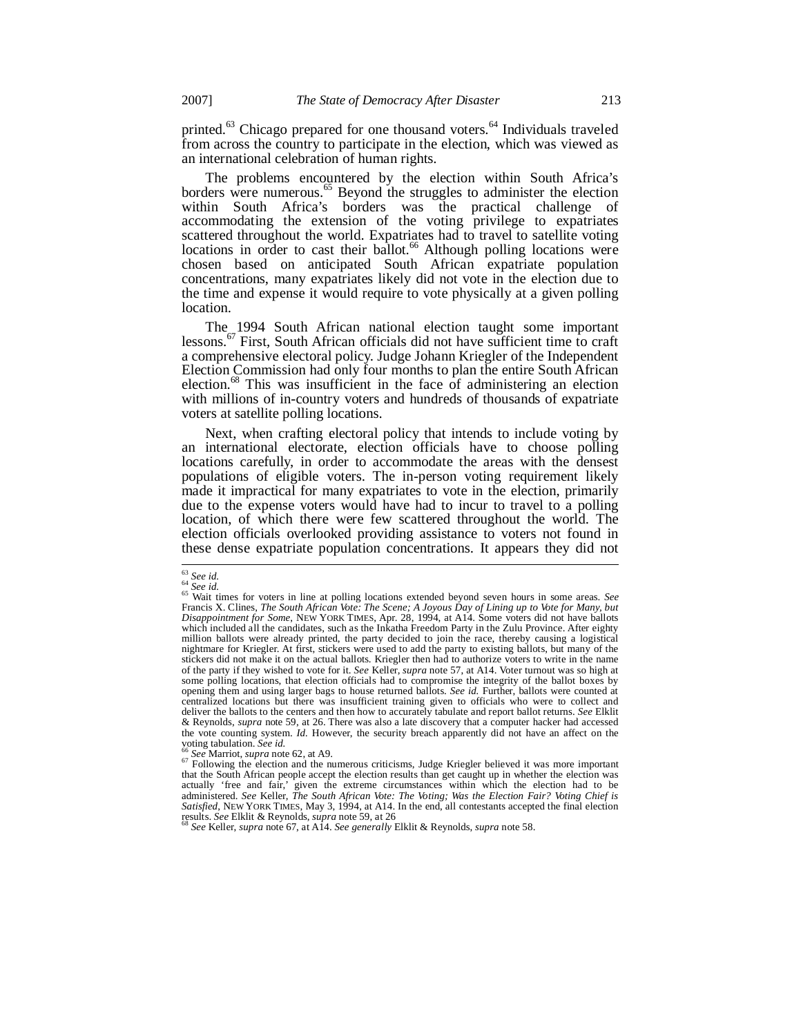printed.[63] Chicago prepared for one thousand voters.[64] Individuals traveled from across the country to participate in the election, which was viewed as an international celebration of human rights.

The problems encountered by the election within South Africa's borders were numerous.[65] Beyond the struggles to administer the election within South Africa's borders was the practical challenge of accommodating the extension of the voting privilege to expatriates scattered throughout the world. Expatriates had to travel to satellite voting locations in order to cast their ballot.[66] Although polling locations were chosen based on anticipated South African expatriate population concentrations, many expatriates likely did not vote in the election due to the time and expense it would require to vote physically at a given polling location.

The 1994 South African national election taught some important lessons.[67] First, South African officials did not have sufficient time to craft a comprehensive electoral policy. Judge Johann Kriegler of the Independent Election Commission had only four months to plan the entire South African election.[68] This was insufficient in the face of administering an election with millions of in-country voters and hundreds of thousands of expatriate voters at satellite polling locations.

Next, when crafting electoral policy that intends to include voting by an international electorate, election officials have to choose polling locations carefully, in order to accommodate the areas with the densest populations of eligible voters. The in-person voting requirement likely made it impractical for many expatriates to vote in the election, primarily due to the expense voters would have had to incur to travel to a polling location, of which there were few scattered throughout the world. The election officials overlooked providing assistance to voters not found in these dense expatriate population concentrations. It appears they did not

---

[63] *See id.*

[64] *See id.*

[65] Wait times for voters in line at polling locations extended beyond seven hours in some areas. *See* Francis X. Clines, *The South African Vote: The Scene; A Joyous Day of Lining up to Vote for Many, but Disappointment for Some*, NEW YORK TIMES, Apr. 28, 1994, at A14. Some voters did not have ballots which included all the candidates, such as the Inkatha Freedom Party in the Zulu Province. After eighty million ballots were already printed, the party decided to join the race, thereby causing a logistical nightmare for Kriegler. At first, stickers were used to add the party to existing ballots, but many of the stickers did not make it on the actual ballots. Kriegler then had to authorize voters to write in the name of the party if they wished to vote for it. *See* Keller, *supra* note 57, at A14. Voter turnout was so high at some polling locations, that election officials had to compromise the integrity of the ballot boxes by opening them and using larger bags to house returned ballots. *See id.* Further, ballots were counted at centralized locations but there was insufficient training given to officials who were to collect and deliver the ballots to the centers and then how to accurately tabulate and report ballot returns. *See* Elklit & Reynolds, *supra* note 59, at 26. There was also a late discovery that a computer hacker had accessed the vote counting system. *Id.* However, the security breach apparently did not have an affect on the voting tabulation. *See id.*

[66] *See* Marriot, *supra* note 62, at A9.

[67] Following the election and the numerous criticisms, Judge Kriegler believed it was more important that the South African people accept the election results than get caught up in whether the election was actually 'free and fair,' given the extreme circumstances within which the election had to be administered. *See* Keller, *The South African Vote: The Voting; Was the Election Fair? Voting Chief is Satisfied*, NEW YORK TIMES, May 3, 1994, at A14. In the end, all contestants accepted the final election results. *See* Elklit & Reynolds, *supra* note 59, at 26

[68] *See* Keller, *supra* note 67, at A14. *See generally* Elklit & Reynolds, *supra* note 58.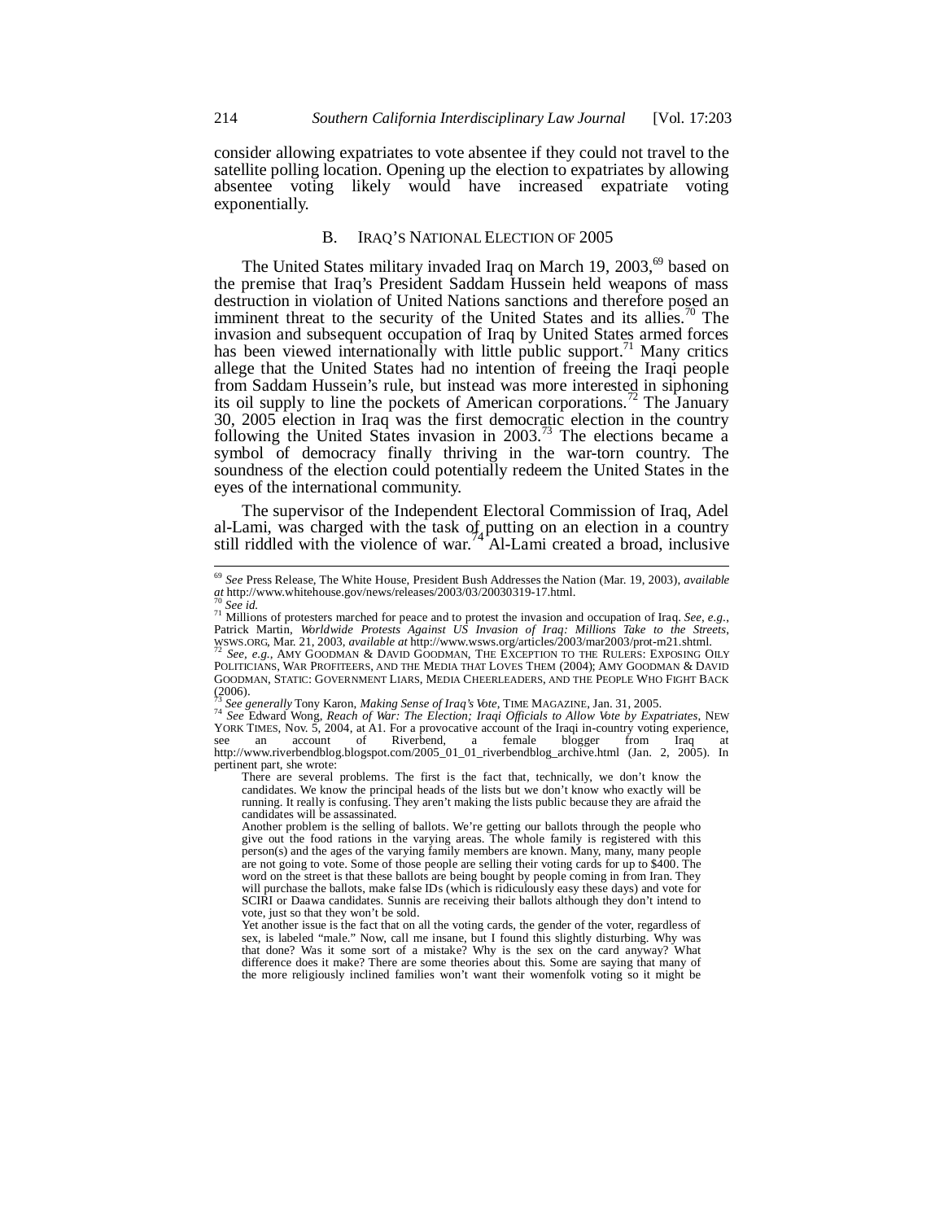consider allowing expatriates to vote absentee if they could not travel to the satellite polling location. Opening up the election to expatriates by allowing absentee voting likely would have increased expatriate voting exponentially.

### B. IRAQ'S NATIONAL ELECTION OF 2005

The United States military invaded Iraq on March 19, 2003,[69] based on the premise that Iraq's President Saddam Hussein held weapons of mass destruction in violation of United Nations sanctions and therefore posed an imminent threat to the security of the United States and its allies.[70] The invasion and subsequent occupation of Iraq by United States armed forces has been viewed internationally with little public support.[71] Many critics allege that the United States had no intention of freeing the Iraqi people from Saddam Hussein's rule, but instead was more interested in siphoning its oil supply to line the pockets of American corporations.[72] The January 30, 2005 election in Iraq was the first democratic election in the country following the United States invasion in 2003.[73] The elections became a symbol of democracy finally thriving in the war-torn country. The soundness of the election could potentially redeem the United States in the eyes of the international community.

The supervisor of the Independent Electoral Commission of Iraq, Adel al-Lami, was charged with the task of putting on an election in a country still riddled with the violence of war.[74] Al-Lami created a broad, inclusive

---

[69] *See* Press Release, The White House, President Bush Addresses the Nation (Mar. 19, 2003), *available at* http://www.whitehouse.gov/news/releases/2003/03/20030319-17.html.

[70] *See id.*

[71] Millions of protesters marched for peace and to protest the invasion and occupation of Iraq. *See, e.g.*, Patrick Martin, *Worldwide Protests Against US Invasion of Iraq: Millions Take to the Streets*, WSWS.ORG, Mar. 21, 2003, *available at* http://www.wsws.org/articles/2003/mar2003/prot-m21.shtml.

[72] *See, e.g.*, AMY GOODMAN & DAVID GOODMAN, THE EXCEPTION TO THE RULERS: EXPOSING OILY POLITICIANS, WAR PROFITEERS, AND THE MEDIA THAT LOVES THEM (2004); AMY GOODMAN & DAVID GOODMAN, STATIC: GOVERNMENT LIARS, MEDIA CHEERLEADERS, AND THE PEOPLE WHO FIGHT BACK (2006).

[73] *See generally* Tony Karon, *Making Sense of Iraq's Vote*, TIME MAGAZINE, Jan. 31, 2005.

[74] *See* Edward Wong, *Reach of War: The Election; Iraqi Officials to Allow Vote by Expatriates*, NEW YORK TIMES, Nov. 5, 2004, at A1. For a provocative account of the Iraqi in-country voting experience, see an account of Riverbend, a female blogger from Iraq at http://www.riverbendblog.blogspot.com/2005_01_01_riverbendblog_archive.html (Jan. 2, 2005). In pertinent part, she wrote:

> There are several problems. The first is the fact that, technically, we don't know the candidates. We know the principal heads of the lists but we don't know who exactly will be running. It really is confusing. They aren't making the lists public because they are afraid the candidates will be assassinated.
>
> Another problem is the selling of ballots. We're getting our ballots through the people who give out the food rations in the varying areas. The whole family is registered with this person(s) and the ages of the varying family members are known. Many, many, many people are not going to vote. Some of those people are selling their voting cards for up to $400. The word on the street is that these ballots are being bought by people coming in from Iran. They will purchase the ballots, make false IDs (which is ridiculously easy these days) and vote for SCIRI or Daawa candidates. Sunnis are receiving their ballots although they don't intend to vote, just so that they won't be sold.
>
> Yet another issue is the fact that on all the voting cards, the gender of the voter, regardless of sex, is labeled "male." Now, call me insane, but I found this slightly disturbing. Why was that done? Was it some sort of a mistake? Why is the sex on the card anyway? What difference does it make? There are some theories about this. Some are saying that many of the more religiously inclined families won't want their womenfolk voting so it might be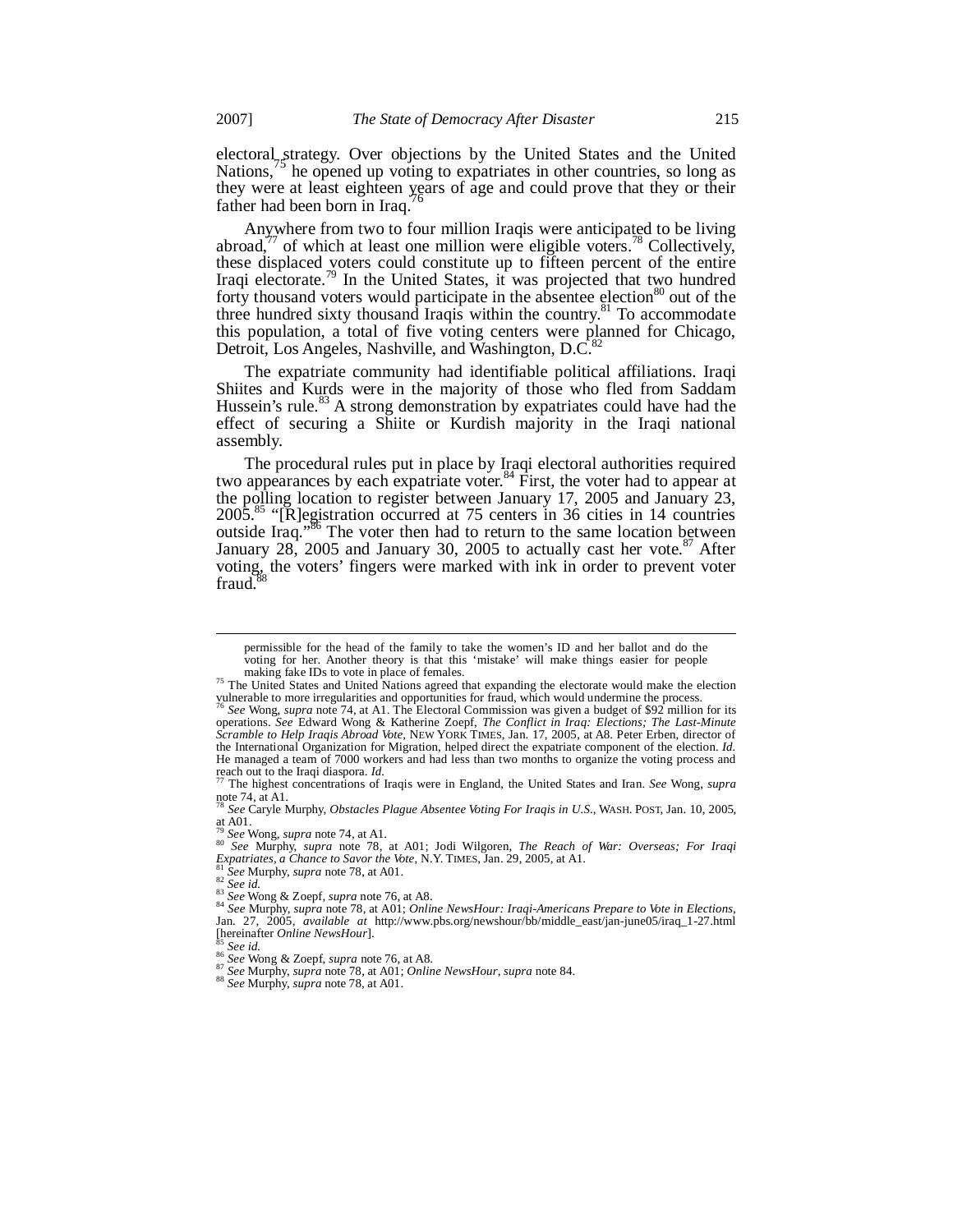electoral strategy. Over objections by the United States and the United Nations,[75] he opened up voting to expatriates in other countries, so long as they were at least eighteen years of age and could prove that they or their father had been born in Iraq.[76]

Anywhere from two to four million Iraqis were anticipated to be living abroad,[77] of which at least one million were eligible voters.[78] Collectively, these displaced voters could constitute up to fifteen percent of the entire Iraqi electorate.[79] In the United States, it was projected that two hundred forty thousand voters would participate in the absentee election[80] out of the three hundred sixty thousand Iraqis within the country.[81] To accommodate this population, a total of five voting centers were planned for Chicago, Detroit, Los Angeles, Nashville, and Washington, D.C.[82]

The expatriate community had identifiable political affiliations. Iraqi Shiites and Kurds were in the majority of those who fled from Saddam Hussein's rule.[83] A strong demonstration by expatriates could have had the effect of securing a Shiite or Kurdish majority in the Iraqi national assembly.

The procedural rules put in place by Iraqi electoral authorities required two appearances by each expatriate voter.[84] First, the voter had to appear at the polling location to register between January 17, 2005 and January 23, 2005.[85] "[R]egistration occurred at 75 centers in 36 cities in 14 countries outside Iraq."[86] The voter then had to return to the same location between January 28, 2005 and January 30, 2005 to actually cast her vote.[87] After voting, the voters' fingers were marked with ink in order to prevent voter fraud.[88]

---

permissible for the head of the family to take the women's ID and her ballot and do the voting for her. Another theory is that this 'mistake' will make things easier for people making fake IDs to vote in place of females.

[75] The United States and United Nations agreed that expanding the electorate would make the election vulnerable to more irregularities and opportunities for fraud, which would undermine the process.

[76] *See* Wong, *supra* note 74, at A1. The Electoral Commission was given a budget of $92 million for its operations. *See* Edward Wong & Katherine Zoepf, *The Conflict in Iraq: Elections; The Last-Minute Scramble to Help Iraqis Abroad Vote*, NEW YORK TIMES, Jan. 17, 2005, at A8. Peter Erben, director of the International Organization for Migration, helped direct the expatriate component of the election. *Id.* He managed a team of 7000 workers and had less than two months to organize the voting process and reach out to the Iraqi diaspora. *Id.*

[77] The highest concentrations of Iraqis were in England, the United States and Iran. *See* Wong, *supra* note 74, at A1.

[78] *See* Caryle Murphy, *Obstacles Plague Absentee Voting For Iraqis in U.S.*, WASH. POST, Jan. 10, 2005, at A01.

[79] *See* Wong, *supra* note 74, at A1.

[80] *See* Murphy, *supra* note 78, at A01; Jodi Wilgoren, *The Reach of War: Overseas; For Iraqi Expatriates, a Chance to Savor the Vote*, N.Y. TIMES, Jan. 29, 2005, at A1.

[81] *See* Murphy, *supra* note 78, at A01.

[82] *See id.*

[83] *See* Wong & Zoepf, *supra* note 76, at A8.

[84] *See* Murphy, *supra* note 78, at A01; *Online NewsHour: Iraqi-Americans Prepare to Vote in Elections*, Jan. 27, 2005, *available at* http://www.pbs.org/newshour/bb/middle_east/jan-june05/iraq_1-27.html [hereinafter *Online NewsHour*].

[85] *See id.*

[86] *See* Wong & Zoepf, *supra* note 76, at A8.

[87] *See* Murphy, *supra* note 78, at A01; *Online NewsHour*, *supra* note 84.

[88] *See* Murphy, *supra* note 78, at A01.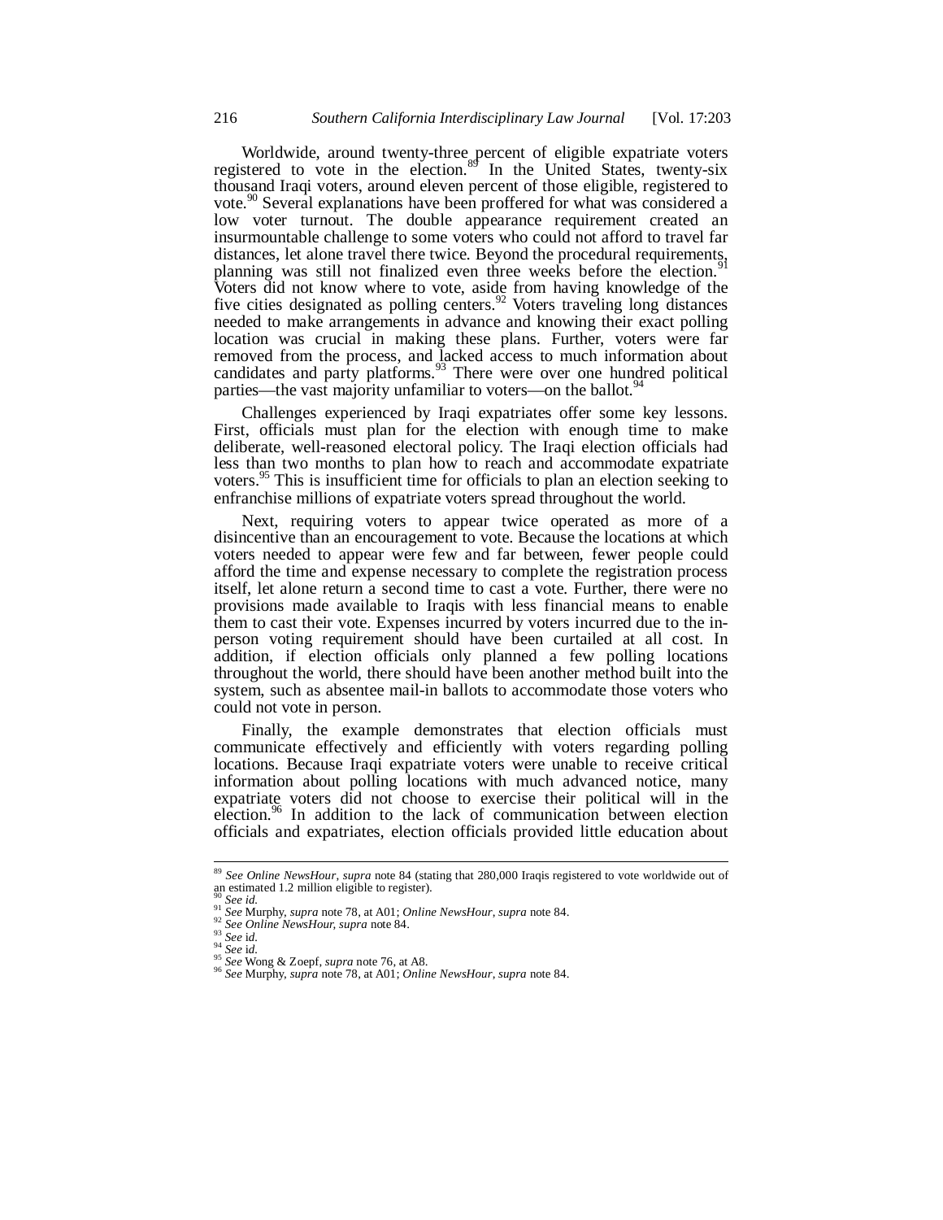Worldwide, around twenty-three percent of eligible expatriate voters registered to vote in the election.[89] In the United States, twenty-six thousand Iraqi voters, around eleven percent of those eligible, registered to vote.[90] Several explanations have been proffered for what was considered a low voter turnout. The double appearance requirement created an insurmountable challenge to some voters who could not afford to travel far distances, let alone travel there twice. Beyond the procedural requirements, planning was still not finalized even three weeks before the election.[91] Voters did not know where to vote, aside from having knowledge of the five cities designated as polling centers.[92] Voters traveling long distances needed to make arrangements in advance and knowing their exact polling location was crucial in making these plans. Further, voters were far removed from the process, and lacked access to much information about candidates and party platforms.[93] There were over one hundred political parties—the vast majority unfamiliar to voters—on the ballot.[94]

Challenges experienced by Iraqi expatriates offer some key lessons. First, officials must plan for the election with enough time to make deliberate, well-reasoned electoral policy. The Iraqi election officials had less than two months to plan how to reach and accommodate expatriate voters.[95] This is insufficient time for officials to plan an election seeking to enfranchise millions of expatriate voters spread throughout the world.

Next, requiring voters to appear twice operated as more of a disincentive than an encouragement to vote. Because the locations at which voters needed to appear were few and far between, fewer people could afford the time and expense necessary to complete the registration process itself, let alone return a second time to cast a vote. Further, there were no provisions made available to Iraqis with less financial means to enable them to cast their vote. Expenses incurred by voters incurred due to the in-person voting requirement should have been curtailed at all cost. In addition, if election officials only planned a few polling locations throughout the world, there should have been another method built into the system, such as absentee mail-in ballots to accommodate those voters who could not vote in person.

Finally, the example demonstrates that election officials must communicate effectively and efficiently with voters regarding polling locations. Because Iraqi expatriate voters were unable to receive critical information about polling locations with much advanced notice, many expatriate voters did not choose to exercise their political will in the election.[96] In addition to the lack of communication between election officials and expatriates, election officials provided little education about

---

[89] *See Online NewsHour*, *supra* note 84 (stating that 280,000 Iraqis registered to vote worldwide out of an estimated 1.2 million eligible to register).

[90] *See id.*

[91] *See* Murphy, *supra* note 78, at A01; *Online NewsHour*, *supra* note 84.

[92] *See Online NewsHour, supra* note 84.

[93] *See id.*

[94] *See id.*

[95] *See* Wong & Zoepf, *supra* note 76, at A8.

[96] *See* Murphy, *supra* note 78, at A01; *Online NewsHour*, *supra* note 84.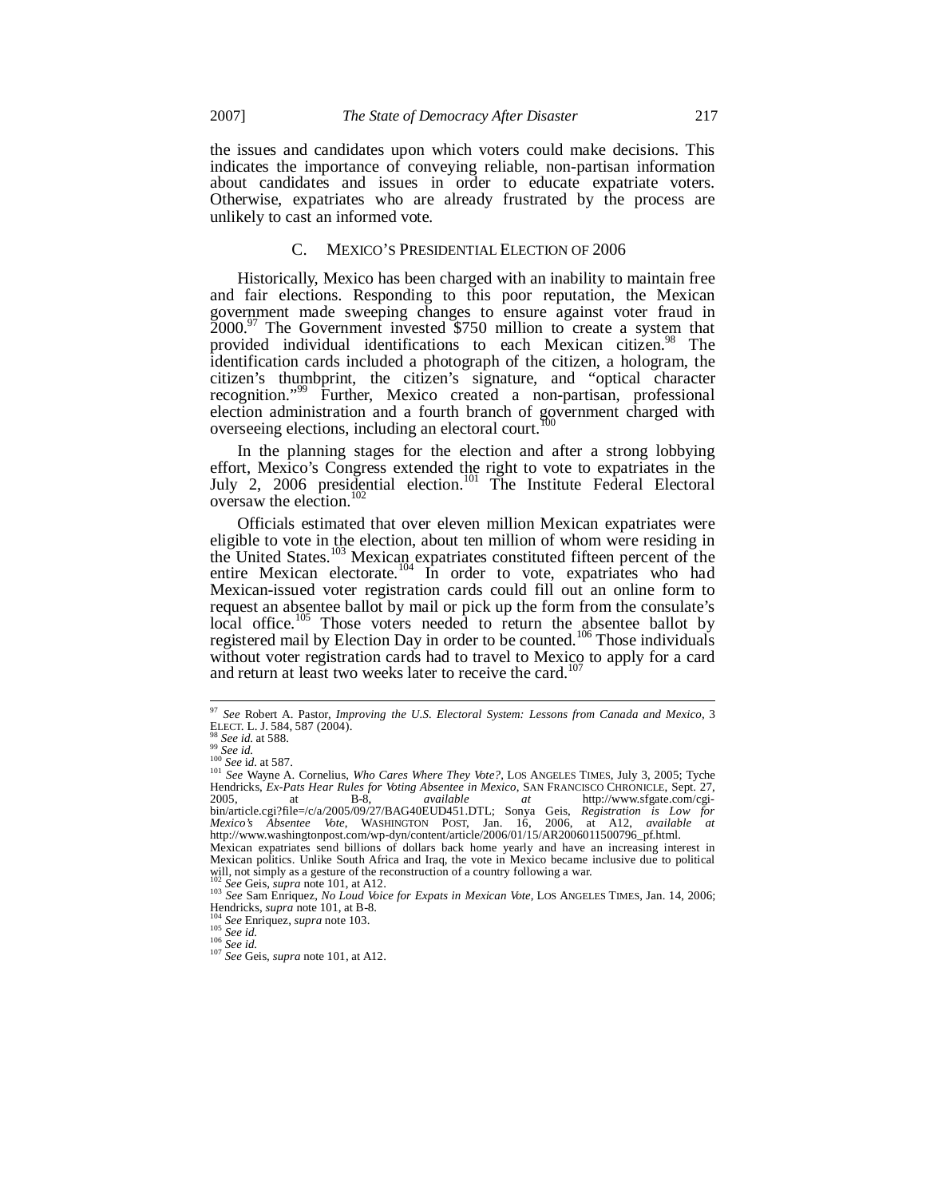the issues and candidates upon which voters could make decisions. This indicates the importance of conveying reliable, non-partisan information about candidates and issues in order to educate expatriate voters. Otherwise, expatriates who are already frustrated by the process are unlikely to cast an informed vote.

### C. MEXICO'S PRESIDENTIAL ELECTION OF 2006

Historically, Mexico has been charged with an inability to maintain free and fair elections. Responding to this poor reputation, the Mexican government made sweeping changes to ensure against voter fraud in 2000.[97] The Government invested $750 million to create a system that provided individual identifications to each Mexican citizen.[98] The identification cards included a photograph of the citizen, a hologram, the citizen's thumbprint, the citizen's signature, and "optical character recognition."[99] Further, Mexico created a non-partisan, professional election administration and a fourth branch of government charged with overseeing elections, including an electoral court.[100]

In the planning stages for the election and after a strong lobbying effort, Mexico's Congress extended the right to vote to expatriates in the July 2, 2006 presidential election.[101] The Institute Federal Electoral oversaw the election.[102]

Officials estimated that over eleven million Mexican expatriates were eligible to vote in the election, about ten million of whom were residing in the United States.[103] Mexican expatriates constituted fifteen percent of the entire Mexican electorate.[104] In order to vote, expatriates who had Mexican-issued voter registration cards could fill out an online form to request an absentee ballot by mail or pick up the form from the consulate's local office.[105] Those voters needed to return the absentee ballot by registered mail by Election Day in order to be counted.[106] Those individuals without voter registration cards had to travel to Mexico to apply for a card and return at least two weeks later to receive the card.[107]

---

[97] *See* Robert A. Pastor, *Improving the U.S. Electoral System: Lessons from Canada and Mexico*, 3 ELECT. L. J. 584, 587 (2004).

[98] *See id.* at 588.

[99] *See id.*

[100] *See id.* at 587.

[101] *See* Wayne A. Cornelius, *Who Cares Where They Vote?*, LOS ANGELES TIMES, July 3, 2005; Tyche Hendricks, *Ex-Pats Hear Rules for Voting Absentee in Mexico*, SAN FRANCISCO CHRONICLE, Sept. 27, 2005, at B-8, *available at* http://www.sfgate.com/cgi-bin/article.cgi?file=/c/a/2005/09/27/BAG40EUD451.DTL; Sonya Geis, *Registration is Low for Mexico's Absentee Vote*, WASHINGTON POST, Jan. 16, 2006, at A12, *available at* http://www.washingtonpost.com/wp-dyn/content/article/2006/01/15/AR2006011500796_pf.html. Mexican expatriates send billions of dollars back home yearly and have an increasing interest in Mexican politics. Unlike South Africa and Iraq, the vote in Mexico became inclusive due to political will, not simply as a gesture of the reconstruction of a country following a war.

[102] *See* Geis, *supra* note 101, at A12.

[103] *See* Sam Enriquez, *No Loud Voice for Expats in Mexican Vote*, LOS ANGELES TIMES, Jan. 14, 2006; Hendricks, *supra* note 101, at B-8.

[104] *See* Enriquez, *supra* note 103.

[105] *See id.*

[106] *See id.*

[107] *See* Geis, *supra* note 101, at A12.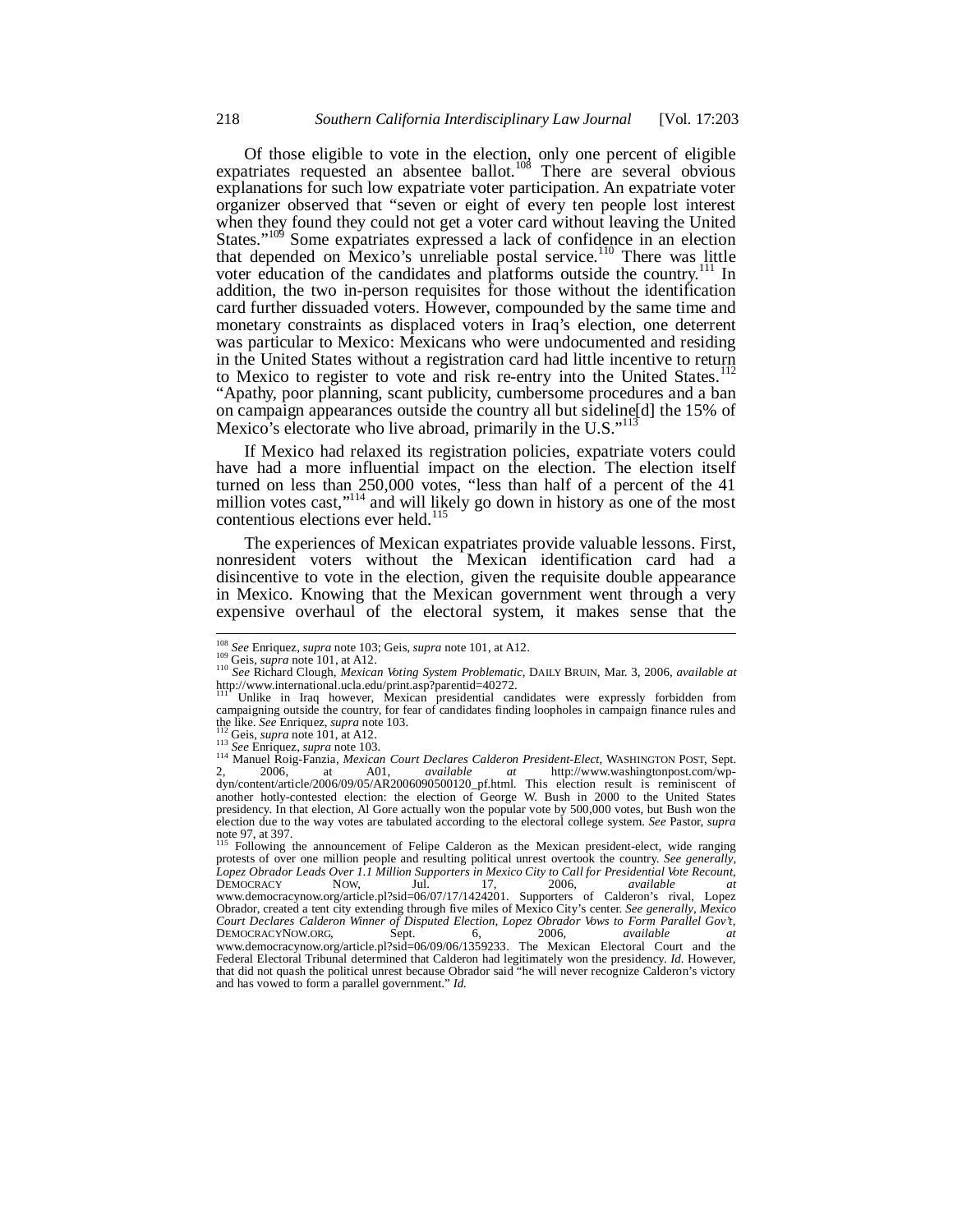Of those eligible to vote in the election, only one percent of eligible expatriates requested an absentee ballot.[108] There are several obvious explanations for such low expatriate voter participation. An expatriate voter organizer observed that "seven or eight of every ten people lost interest when they found they could not get a voter card without leaving the United States."[109] Some expatriates expressed a lack of confidence in an election that depended on Mexico's unreliable postal service.[110] There was little voter education of the candidates and platforms outside the country.[111] In addition, the two in-person requisites for those without the identification card further dissuaded voters. However, compounded by the same time and monetary constraints as displaced voters in Iraq's election, one deterrent was particular to Mexico: Mexicans who were undocumented and residing in the United States without a registration card had little incentive to return to Mexico to register to vote and risk re-entry into the United States.[112] "Apathy, poor planning, scant publicity, cumbersome procedures and a ban on campaign appearances outside the country all but sideline[d] the 15% of Mexico's electorate who live abroad, primarily in the U.S."[113]

If Mexico had relaxed its registration policies, expatriate voters could have had a more influential impact on the election. The election itself turned on less than 250,000 votes, "less than half of a percent of the 41 million votes cast,"[114] and will likely go down in history as one of the most contentious elections ever held.[115]

The experiences of Mexican expatriates provide valuable lessons. First, nonresident voters without the Mexican identification card had a disincentive to vote in the election, given the requisite double appearance in Mexico. Knowing that the Mexican government went through a very expensive overhaul of the electoral system, it makes sense that the

---

[108] *See* Enriquez, *supra* note 103; Geis, *supra* note 101, at A12.

[109] Geis, *supra* note 101, at A12.

[110] *See* Richard Clough, *Mexican Voting System Problematic*, DAILY BRUIN, Mar. 3, 2006, *available at* http://www.international.ucla.edu/print.asp?parentid=40272.

[111] Unlike in Iraq however, Mexican presidential candidates were expressly forbidden from campaigning outside the country, for fear of candidates finding loopholes in campaign finance rules and the like. *See* Enriquez, *supra* note 103.

[112] Geis, *supra* note 101, at A12.

[113] *See* Enriquez, *supra* note 103.

[114] Manuel Roig-Fanzia, *Mexican Court Declares Calderon President-Elect*, WASHINGTON POST, Sept. 2, 2006, at A01, *available at* http://www.washingtonpost.com/wp-dyn/content/article/2006/09/05/AR2006090500120_pf.html. This election result is reminiscent of another hotly-contested election: the election of George W. Bush in 2000 to the United States presidency. In that election, Al Gore actually won the popular vote by 500,000 votes, but Bush won the election due to the way votes are tabulated according to the electoral college system. *See* Pastor, *supra* note 97, at 397.

[115] Following the announcement of Felipe Calderon as the Mexican president-elect, wide ranging protests of over one million people and resulting political unrest overtook the country. *See generally*, *Lopez Obrador Leads Over 1.1 Million Supporters in Mexico City to Call for Presidential Vote Recount*, DEMOCRACY NOW, Jul. 17, 2006, *available at* www.democracynow.org/article.pl?sid=06/07/17/1424201. Supporters of Calderon's rival, Lopez Obrador, created a tent city extending through five miles of Mexico City's center. *See generally*, *Mexico Court Declares Calderon Winner of Disputed Election, Lopez Obrador Vows to Form Parallel Gov't*, DEMOCRACYNOW.ORG, Sept. 6, 2006, *available at* www.democracynow.org/article.pl?sid=06/09/06/1359233. The Mexican Electoral Court and the Federal Electoral Tribunal determined that Calderon had legitimately won the presidency. *Id.* However, that did not quash the political unrest because Obrador said "he will never recognize Calderon's victory and has vowed to form a parallel government." *Id.*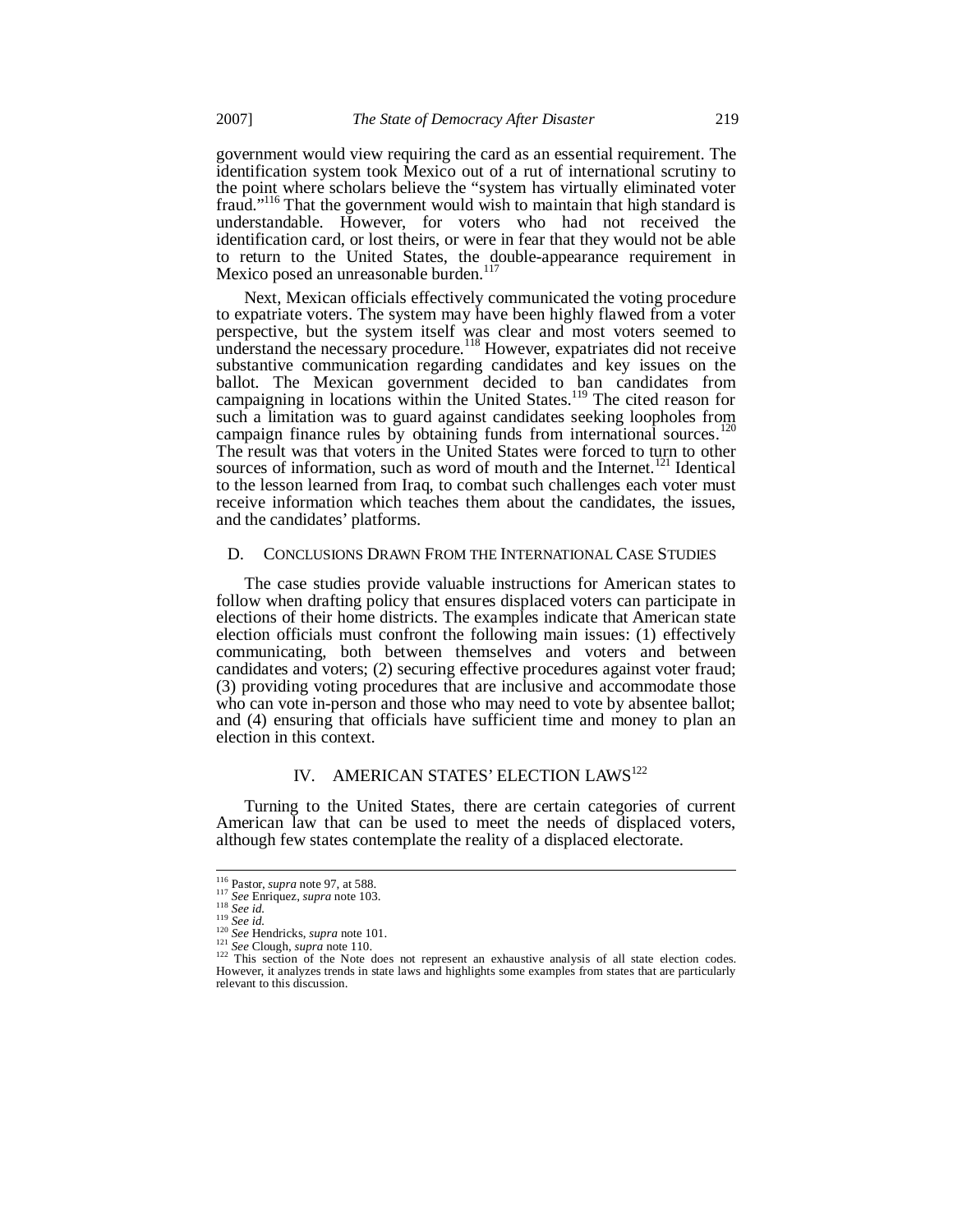government would view requiring the card as an essential requirement. The identification system took Mexico out of a rut of international scrutiny to the point where scholars believe the "system has virtually eliminated voter fraud."[116] That the government would wish to maintain that high standard is understandable. However, for voters who had not received the identification card, or lost theirs, or were in fear that they would not be able to return to the United States, the double-appearance requirement in Mexico posed an unreasonable burden.[117]

Next, Mexican officials effectively communicated the voting procedure to expatriate voters. The system may have been highly flawed from a voter perspective, but the system itself was clear and most voters seemed to understand the necessary procedure.[118] However, expatriates did not receive substantive communication regarding candidates and key issues on the ballot. The Mexican government decided to ban candidates from campaigning in locations within the United States.[119] The cited reason for such a limitation was to guard against candidates seeking loopholes from campaign finance rules by obtaining funds from international sources.[120] The result was that voters in the United States were forced to turn to other sources of information, such as word of mouth and the Internet.[121] Identical to the lesson learned from Iraq, to combat such challenges each voter must receive information which teaches them about the candidates, the issues, and the candidates' platforms.

### D. Conclusions Drawn From the International Case Studies

The case studies provide valuable instructions for American states to follow when drafting policy that ensures displaced voters can participate in elections of their home districts. The examples indicate that American state election officials must confront the following main issues: (1) effectively communicating, both between themselves and voters and between candidates and voters; (2) securing effective procedures against voter fraud; (3) providing voting procedures that are inclusive and accommodate those who can vote in-person and those who may need to vote by absentee ballot; and (4) ensuring that officials have sufficient time and money to plan an election in this context.

## IV. American States' Election Laws[122]

Turning to the United States, there are certain categories of current American law that can be used to meet the needs of displaced voters, although few states contemplate the reality of a displaced electorate.

---

[116] Pastor, *supra* note 97, at 588.
[117] *See* Enriquez, *supra* note 103.
[118] *See id.*
[119] *See id.*
[120] *See* Hendricks, *supra* note 101.
[121] *See* Clough, *supra* note 110.
[122] This section of the Note does not represent an exhaustive analysis of all state election codes. However, it analyzes trends in state laws and highlights some examples from states that are particularly relevant to this discussion.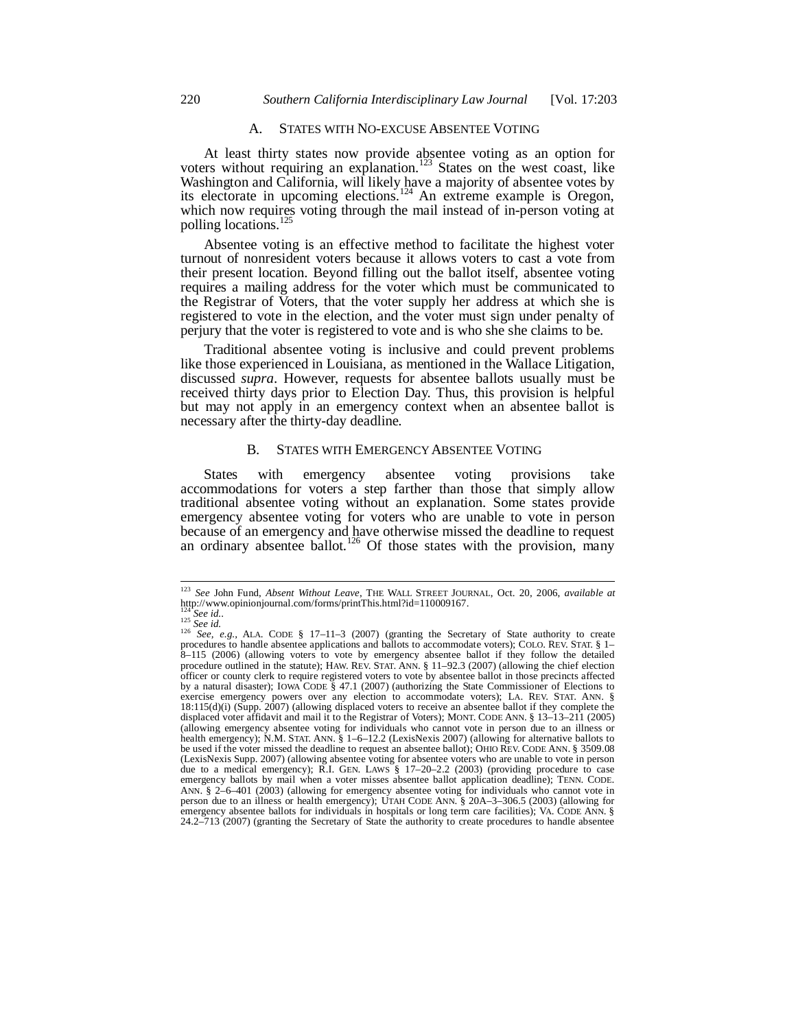### A. STATES WITH NO-EXCUSE ABSENTEE VOTING

At least thirty states now provide absentee voting as an option for voters without requiring an explanation.[123] States on the west coast, like Washington and California, will likely have a majority of absentee votes by its electorate in upcoming elections.[124] An extreme example is Oregon, which now requires voting through the mail instead of in-person voting at polling locations.[125]

Absentee voting is an effective method to facilitate the highest voter turnout of nonresident voters because it allows voters to cast a vote from their present location. Beyond filling out the ballot itself, absentee voting requires a mailing address for the voter which must be communicated to the Registrar of Voters, that the voter supply her address at which she is registered to vote in the election, and the voter must sign under penalty of perjury that the voter is registered to vote and is who she she claims to be.

Traditional absentee voting is inclusive and could prevent problems like those experienced in Louisiana, as mentioned in the Wallace Litigation, discussed *supra*. However, requests for absentee ballots usually must be received thirty days prior to Election Day. Thus, this provision is helpful but may not apply in an emergency context when an absentee ballot is necessary after the thirty-day deadline.

### B. STATES WITH EMERGENCY ABSENTEE VOTING

States with emergency absentee voting provisions take accommodations for voters a step farther than those that simply allow traditional absentee voting without an explanation. Some states provide emergency absentee voting for voters who are unable to vote in person because of an emergency and have otherwise missed the deadline to request an ordinary absentee ballot.[126] Of those states with the provision, many

---

[123] *See* John Fund, *Absent Without Leave*, THE WALL STREET JOURNAL, Oct. 20, 2006, *available at* http://www.opinionjournal.com/forms/printThis.html?id=110009167.

[124] *See id.*.

[125] *See id.*

[126] *See, e.g.*, ALA. CODE § 17–11–3 (2007) (granting the Secretary of State authority to create procedures to handle absentee applications and ballots to accommodate voters); COLO. REV. STAT. § 1–8–115 (2006) (allowing voters to vote by emergency absentee ballot if they follow the detailed procedure outlined in the statute); HAW. REV. STAT. ANN. § 11–92.3 (2007) (allowing the chief election officer or county clerk to require registered voters to vote by absentee ballot in those precincts affected by a natural disaster); IOWA CODE § 47.1 (2007) (authorizing the State Commissioner of Elections to exercise emergency powers over any election to accommodate voters); LA. REV. STAT. ANN. § 18:115(d)(i) (Supp. 2007) (allowing displaced voters to receive an absentee ballot if they complete the displaced voter affidavit and mail it to the Registrar of Voters); MONT. CODE ANN. § 13–13–211 (2005) (allowing emergency absentee voting for individuals who cannot vote in person due to an illness or health emergency); N.M. STAT. ANN. § 1–6–12.2 (LexisNexis 2007) (allowing for alternative ballots to be used if the voter missed the deadline to request an absentee ballot); OHIO REV. CODE ANN. § 3509.08 (LexisNexis Supp. 2007) (allowing absentee voting for absentee voters who are unable to vote in person due to a medical emergency); R.I. GEN. LAWS § 17–20–2.2 (2003) (providing procedure to case emergency ballots by mail when a voter misses absentee ballot application deadline); TENN. CODE. ANN. § 2–6–401 (2003) (allowing for emergency absentee voting for individuals who cannot vote in person due to an illness or health emergency); UTAH CODE ANN. § 20A–3–306.5 (2003) (allowing for emergency absentee ballots for individuals in hospitals or long term care facilities); VA. CODE ANN. § 24.2–713 (2007) (granting the Secretary of State the authority to create procedures to handle absentee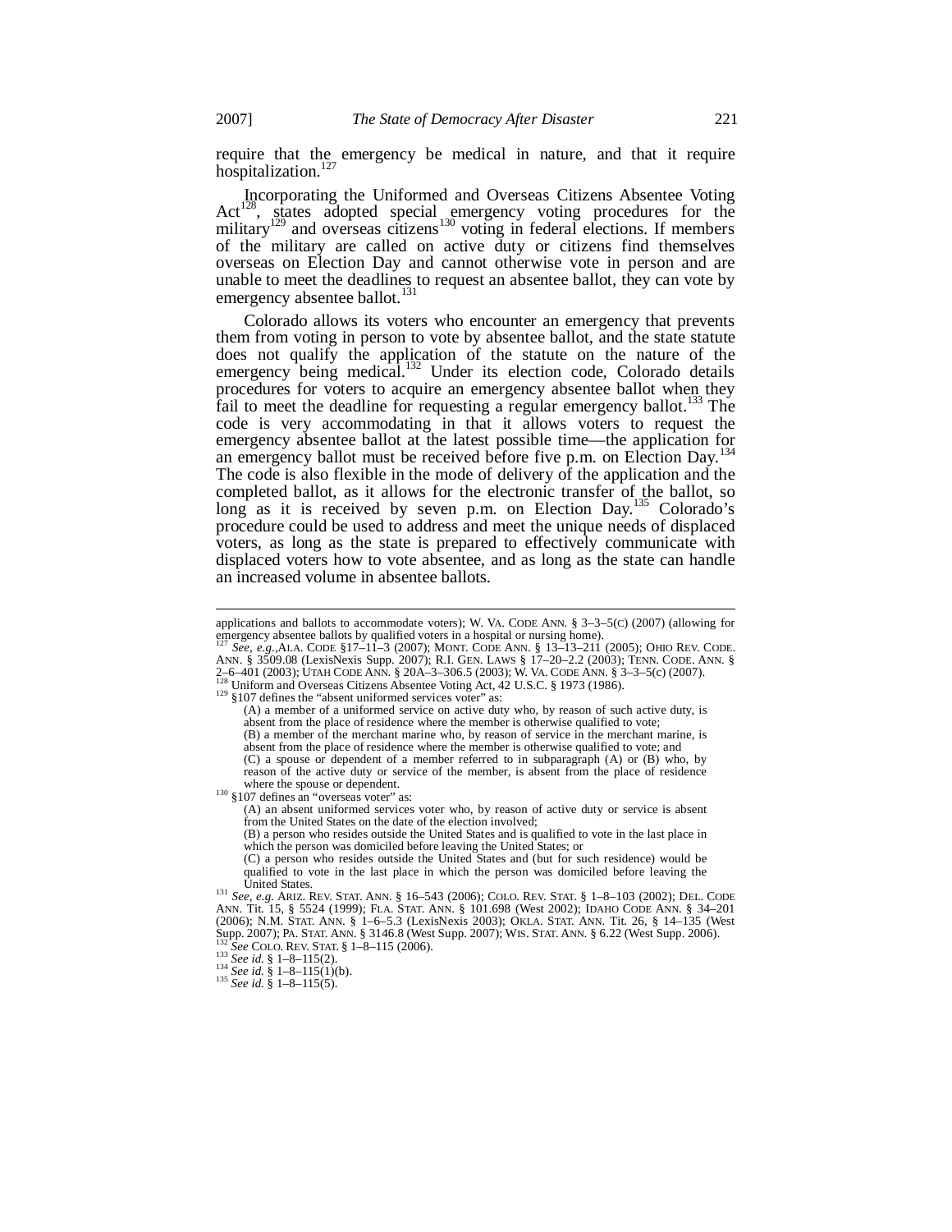require that the emergency be medical in nature, and that it require hospitalization.[127]

Incorporating the Uniformed and Overseas Citizens Absentee Voting Act[128], states adopted special emergency voting procedures for the military[129] and overseas citizens[130] voting in federal elections. If members of the military are called on active duty or citizens find themselves overseas on Election Day and cannot otherwise vote in person and are unable to meet the deadlines to request an absentee ballot, they can vote by emergency absentee ballot.[131]

Colorado allows its voters who encounter an emergency that prevents them from voting in person to vote by absentee ballot, and the state statute does not qualify the application of the statute on the nature of the emergency being medical.[132] Under its election code, Colorado details procedures for voters to acquire an emergency absentee ballot when they fail to meet the deadline for requesting a regular emergency ballot.[133] The code is very accommodating in that it allows voters to request the emergency absentee ballot at the latest possible time—the application for an emergency ballot must be received before five p.m. on Election Day.[134] The code is also flexible in the mode of delivery of the application and the completed ballot, as it allows for the electronic transfer of the ballot, so long as it is received by seven p.m. on Election Day.[135] Colorado's procedure could be used to address and meet the unique needs of displaced voters, as long as the state is prepared to effectively communicate with displaced voters how to vote absentee, and as long as the state can handle an increased volume in absentee ballots.

---

applications and ballots to accommodate voters); W. VA. CODE ANN. § 3–3–5(C) (2007) (allowing for emergency absentee ballots by qualified voters in a hospital or nursing home).

[127] *See, e.g.*,ALA. CODE §17–11–3 (2007); MONT. CODE ANN. § 13–13–211 (2005); OHIO REV. CODE. ANN. § 3509.08 (LexisNexis Supp. 2007); R.I. GEN. LAWS § 17–20–2.2 (2003); TENN. CODE. ANN. § 2–6–401 (2003); UTAH CODE ANN. § 20A–3–306.5 (2003); W. VA. CODE ANN. § 3–3–5(c) (2007).

[128] Uniform and Overseas Citizens Absentee Voting Act, 42 U.S.C. § 1973 (1986).

[129] §107 defines the "absent uniformed services voter" as:

> (A) a member of a uniformed service on active duty who, by reason of such active duty, is absent from the place of residence where the member is otherwise qualified to vote;
> (B) a member of the merchant marine who, by reason of service in the merchant marine, is absent from the place of residence where the member is otherwise qualified to vote; and
> (C) a spouse or dependent of a member referred to in subparagraph (A) or (B) who, by reason of the active duty or service of the member, is absent from the place of residence where the spouse or dependent.

[130] §107 defines an "overseas voter" as:

> (A) an absent uniformed services voter who, by reason of active duty or service is absent from the United States on the date of the election involved;
> (B) a person who resides outside the United States and is qualified to vote in the last place in which the person was domiciled before leaving the United States; or
> (C) a person who resides outside the United States and (but for such residence) would be qualified to vote in the last place in which the person was domiciled before leaving the United States.

[131] *See, e.g.* ARIZ. REV. STAT. ANN. § 16–543 (2006); COLO. REV. STAT. § 1–8–103 (2002); DEL. CODE ANN. Tit. 15, § 5524 (1999); FLA. STAT. ANN. § 101.698 (West 2002); IDAHO CODE ANN. § 34–201 (2006); N.M. STAT. ANN. § 1–6–5.3 (LexisNexis 2003); OKLA. STAT. ANN. Tit. 26, § 14–135 (West Supp. 2007); PA. STAT. ANN. § 3146.8 (West Supp. 2007); WIS. STAT. ANN. § 6.22 (West Supp. 2006).

[132] *See* COLO. REV. STAT. § 1–8–115 (2006).

[133] *See id.* § 1–8–115(2).

[134] *See id.* § 1–8–115(1)(b).

[135] *See id.* § 1–8–115(5).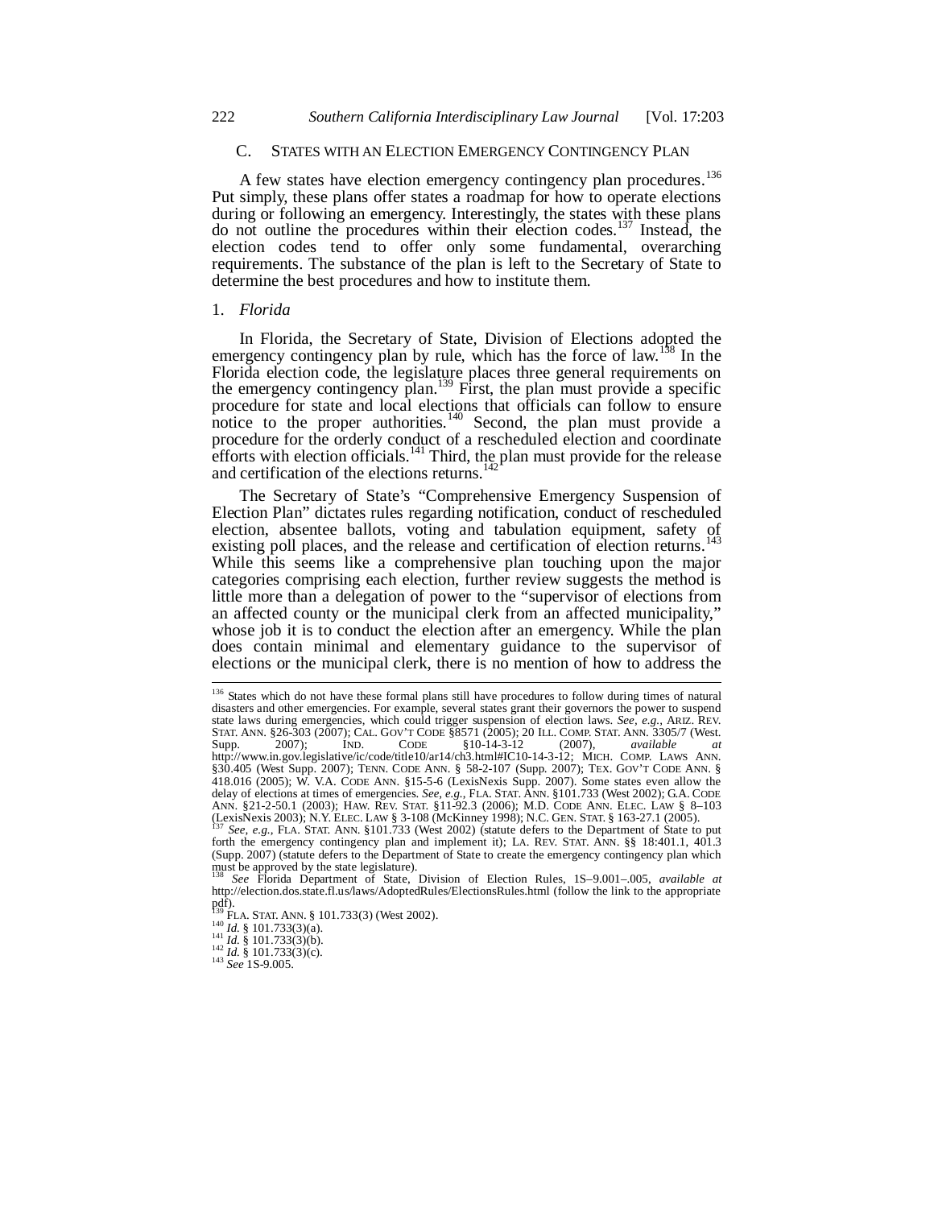### C. States with an Election Emergency Contingency Plan

A few states have election emergency contingency plan procedures.[136] Put simply, these plans offer states a roadmap for how to operate elections during or following an emergency. Interestingly, the states with these plans do not outline the procedures within their election codes.[137] Instead, the election codes tend to offer only some fundamental, overarching requirements. The substance of the plan is left to the Secretary of State to determine the best procedures and how to institute them.

#### 1. *Florida*

In Florida, the Secretary of State, Division of Elections adopted the emergency contingency plan by rule, which has the force of law.[138] In the Florida election code, the legislature places three general requirements on the emergency contingency plan.[139] First, the plan must provide a specific procedure for state and local elections that officials can follow to ensure notice to the proper authorities.[140] Second, the plan must provide a procedure for the orderly conduct of a rescheduled election and coordinate efforts with election officials.[141] Third, the plan must provide for the release and certification of the elections returns.[142]

The Secretary of State's "Comprehensive Emergency Suspension of Election Plan" dictates rules regarding notification, conduct of rescheduled election, absentee ballots, voting and tabulation equipment, safety of existing poll places, and the release and certification of election returns.[143] While this seems like a comprehensive plan touching upon the major categories comprising each election, further review suggests the method is little more than a delegation of power to the "supervisor of elections from an affected county or the municipal clerk from an affected municipality," whose job it is to conduct the election after an emergency. While the plan does contain minimal and elementary guidance to the supervisor of elections or the municipal clerk, there is no mention of how to address the

---

[136] States which do not have these formal plans still have procedures to follow during times of natural disasters and other emergencies. For example, several states grant their governors the power to suspend state laws during emergencies, which could trigger suspension of election laws. *See, e.g.*, ARIZ. REV. STAT. ANN. §26-303 (2007); CAL. GOV'T CODE §8571 (2005); 20 ILL. COMP. STAT. ANN. 3305/7 (West. Supp. 2007); IND. CODE §10-14-3-12 (2007), *available at* http://www.in.gov.legislative/ic/code/title10/ar14/ch3.html#IC10-14-3-12; MICH. COMP. LAWS ANN. §30.405 (West Supp. 2007); TENN. CODE ANN. § 58-2-107 (Supp. 2007); TEX. GOV'T CODE ANN. § 418.016 (2005); W. VA. CODE ANN. §15-5-6 (LexisNexis Supp. 2007). Some states even allow the delay of elections at times of emergencies. *See, e.g.*, FLA. STAT. ANN. §101.733 (West 2002); GA. CODE ANN. §21-2-50.1 (2003); HAW. REV. STAT. §11-92.3 (2006); M.D. CODE ANN. ELEC. LAW § 8–103 (LexisNexis 2003); N.Y. ELEC. LAW § 3-108 (McKinney 1998); N.C. GEN. STAT. § 163-27.1 (2005).

[137] *See, e.g.*, FLA. STAT. ANN. §101.733 (West 2002) (statute defers to the Department of State to put forth the emergency contingency plan and implement it); LA. REV. STAT. ANN. §§ 18:401.1, 401.3 (Supp. 2007) (statute defers to the Department of State to create the emergency contingency plan which must be approved by the state legislature).

[138] *See* Florida Department of State, Division of Election Rules, 1S–9.001–.005, *available at* http://election.dos.state.fl.us/laws/AdoptedRules/ElectionsRules.html (follow the link to the appropriate pdf).

[139] FLA. STAT. ANN. § 101.733(3) (West 2002).

[140] *Id.* § 101.733(3)(a).

[141] *Id.* § 101.733(3)(b).

[142] *Id.* § 101.733(3)(c).

[143] *See* 1S-9.005.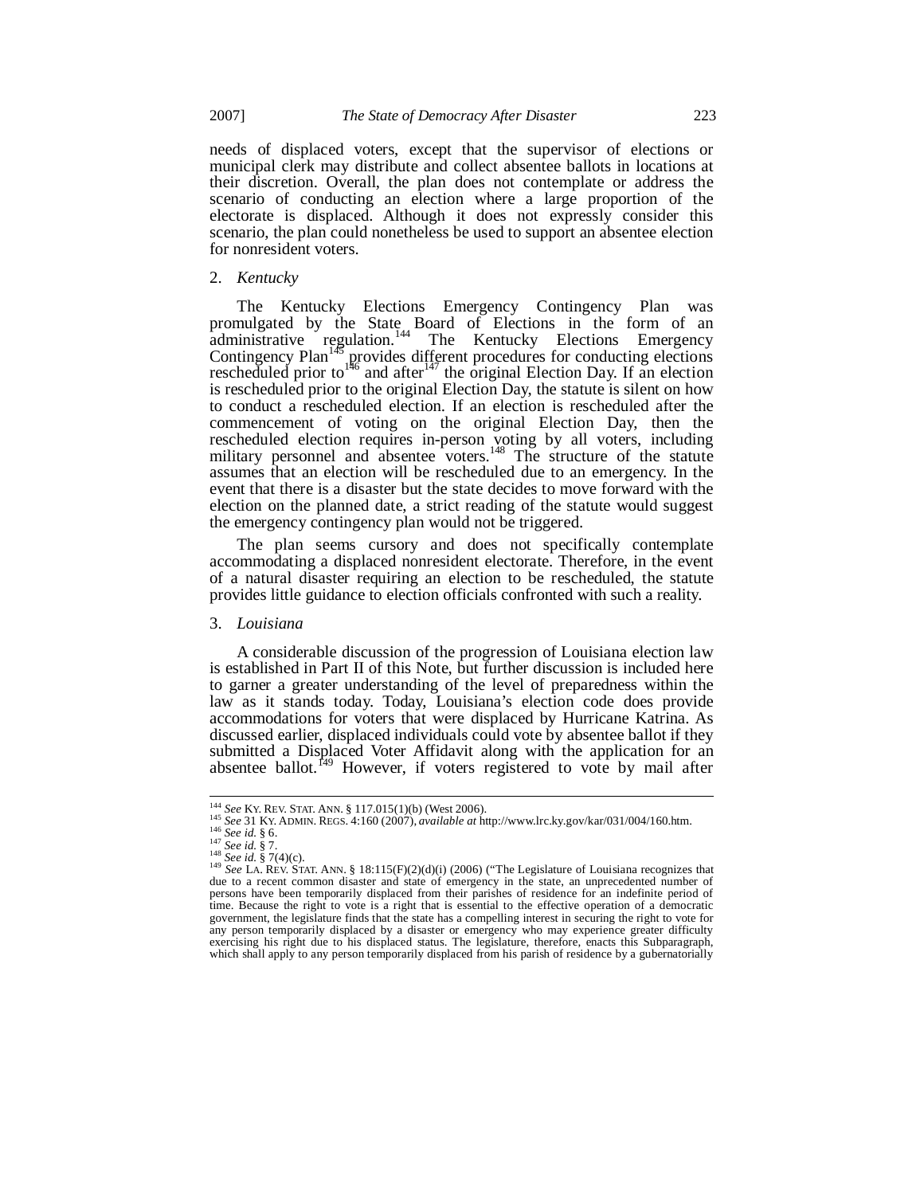needs of displaced voters, except that the supervisor of elections or municipal clerk may distribute and collect absentee ballots in locations at their discretion. Overall, the plan does not contemplate or address the scenario of conducting an election where a large proportion of the electorate is displaced. Although it does not expressly consider this scenario, the plan could nonetheless be used to support an absentee election for nonresident voters.

### 2. *Kentucky*

The Kentucky Elections Emergency Contingency Plan was promulgated by the State Board of Elections in the form of an administrative regulation.[144] The Kentucky Elections Emergency Contingency Plan[145] provides different procedures for conducting elections rescheduled prior to[146] and after[147] the original Election Day. If an election is rescheduled prior to the original Election Day, the statute is silent on how to conduct a rescheduled election. If an election is rescheduled after the commencement of voting on the original Election Day, then the rescheduled election requires in-person voting by all voters, including military personnel and absentee voters.[148] The structure of the statute assumes that an election will be rescheduled due to an emergency. In the event that there is a disaster but the state decides to move forward with the election on the planned date, a strict reading of the statute would suggest the emergency contingency plan would not be triggered.

The plan seems cursory and does not specifically contemplate accommodating a displaced nonresident electorate. Therefore, in the event of a natural disaster requiring an election to be rescheduled, the statute provides little guidance to election officials confronted with such a reality.

### 3. *Louisiana*

A considerable discussion of the progression of Louisiana election law is established in Part II of this Note, but further discussion is included here to garner a greater understanding of the level of preparedness within the law as it stands today. Today, Louisiana's election code does provide accommodations for voters that were displaced by Hurricane Katrina. As discussed earlier, displaced individuals could vote by absentee ballot if they submitted a Displaced Voter Affidavit along with the application for an absentee ballot.[149] However, if voters registered to vote by mail after

---

[144] *See* KY. REV. STAT. ANN. § 117.015(1)(b) (West 2006).

[145] *See* 31 KY. ADMIN. REGS. 4:160 (2007), *available at* http://www.lrc.ky.gov/kar/031/004/160.htm.

[146] *See id.* § 6.

[147] *See id.* § 7.

[148] *See id.* § 7(4)(c).

[149] *See* LA. REV. STAT. ANN. § 18:115(F)(2)(d)(i) (2006) ("The Legislature of Louisiana recognizes that due to a recent common disaster and state of emergency in the state, an unprecedented number of persons have been temporarily displaced from their parishes of residence for an indefinite period of time. Because the right to vote is a right that is essential to the effective operation of a democratic government, the legislature finds that the state has a compelling interest in securing the right to vote for any person temporarily displaced by a disaster or emergency who may experience greater difficulty exercising his right due to his displaced status. The legislature, therefore, enacts this Subparagraph, which shall apply to any person temporarily displaced from his parish of residence by a gubernatorially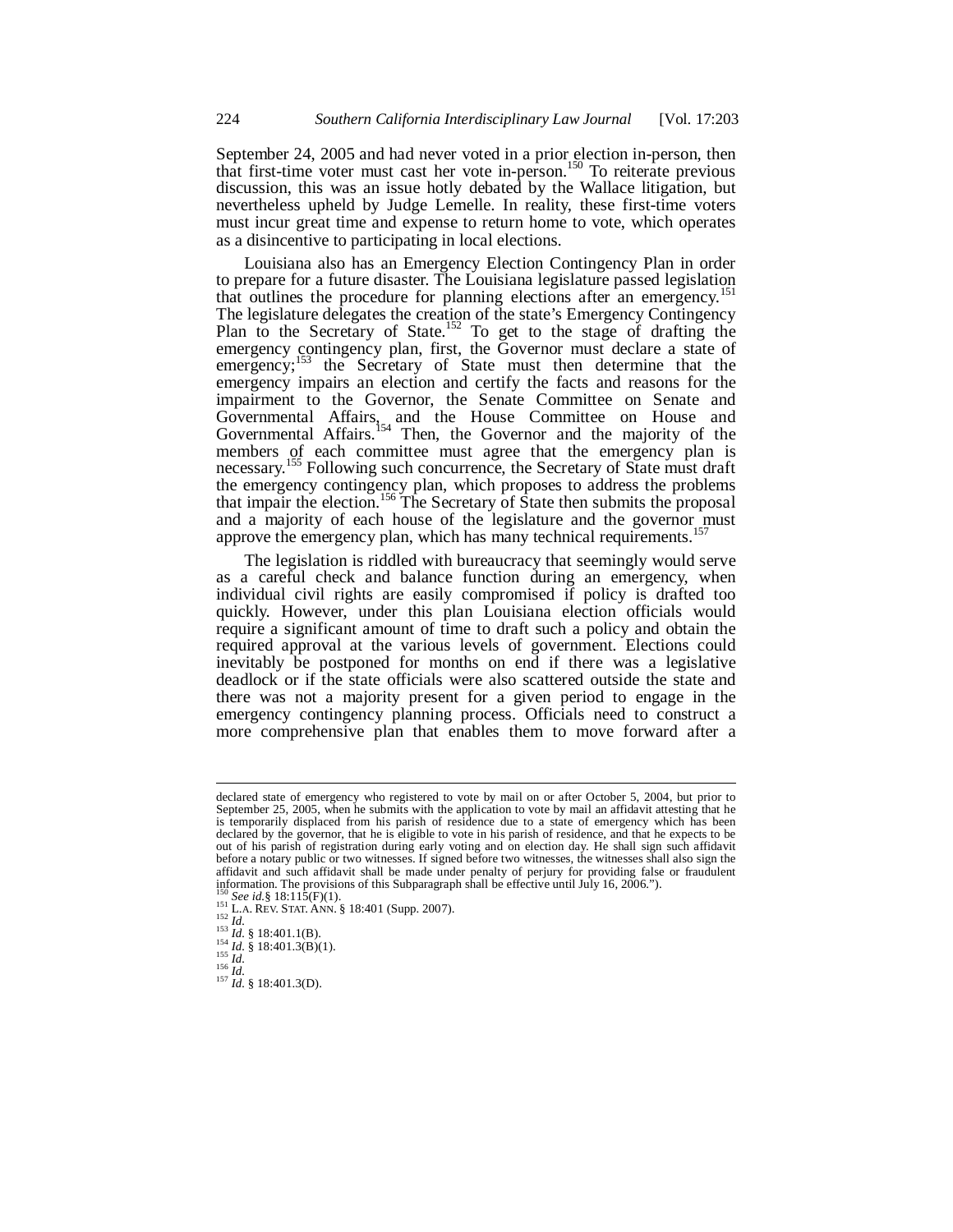September 24, 2005 and had never voted in a prior election in-person, then that first-time voter must cast her vote in-person.[150] To reiterate previous discussion, this was an issue hotly debated by the Wallace litigation, but nevertheless upheld by Judge Lemelle. In reality, these first-time voters must incur great time and expense to return home to vote, which operates as a disincentive to participating in local elections.

Louisiana also has an Emergency Election Contingency Plan in order to prepare for a future disaster. The Louisiana legislature passed legislation that outlines the procedure for planning elections after an emergency.[151] The legislature delegates the creation of the state's Emergency Contingency Plan to the Secretary of State.[152] To get to the stage of drafting the emergency contingency plan, first, the Governor must declare a state of emergency;[153] the Secretary of State must then determine that the emergency impairs an election and certify the facts and reasons for the impairment to the Governor, the Senate Committee on Senate and Governmental Affairs, and the House Committee on House and Governmental Affairs.[154] Then, the Governor and the majority of the members of each committee must agree that the emergency plan is necessary.[155] Following such concurrence, the Secretary of State must draft the emergency contingency plan, which proposes to address the problems that impair the election.[156] The Secretary of State then submits the proposal and a majority of each house of the legislature and the governor must approve the emergency plan, which has many technical requirements.[157]

The legislation is riddled with bureaucracy that seemingly would serve as a careful check and balance function during an emergency, when individual civil rights are easily compromised if policy is drafted too quickly. However, under this plan Louisiana election officials would require a significant amount of time to draft such a policy and obtain the required approval at the various levels of government. Elections could inevitably be postponed for months on end if there was a legislative deadlock or if the state officials were also scattered outside the state and there was not a majority present for a given period to engage in the emergency contingency planning process. Officials need to construct a more comprehensive plan that enables them to move forward after a

---

declared state of emergency who registered to vote by mail on or after October 5, 2004, but prior to September 25, 2005, when he submits with the application to vote by mail an affidavit attesting that he is temporarily displaced from his parish of residence due to a state of emergency which has been declared by the governor, that he is eligible to vote in his parish of residence, and that he expects to be out of his parish of registration during early voting and on election day. He shall sign such affidavit before a notary public or two witnesses. If signed before two witnesses, the witnesses shall also sign the affidavit and such affidavit shall be made under penalty of perjury for providing false or fraudulent information. The provisions of this Subparagraph shall be effective until July 16, 2006.").

[150] *See id.*§ 18:115(F)(1).

[151] LA. REV. STAT. ANN. § 18:401 (Supp. 2007).

[152] *Id.*

[153] *Id.* § 18:401.1(B).

[154] *Id.* § 18:401.3(B)(1).

[155] *Id.*

[156] *Id.*

[157] *Id.* § 18:401.3(D).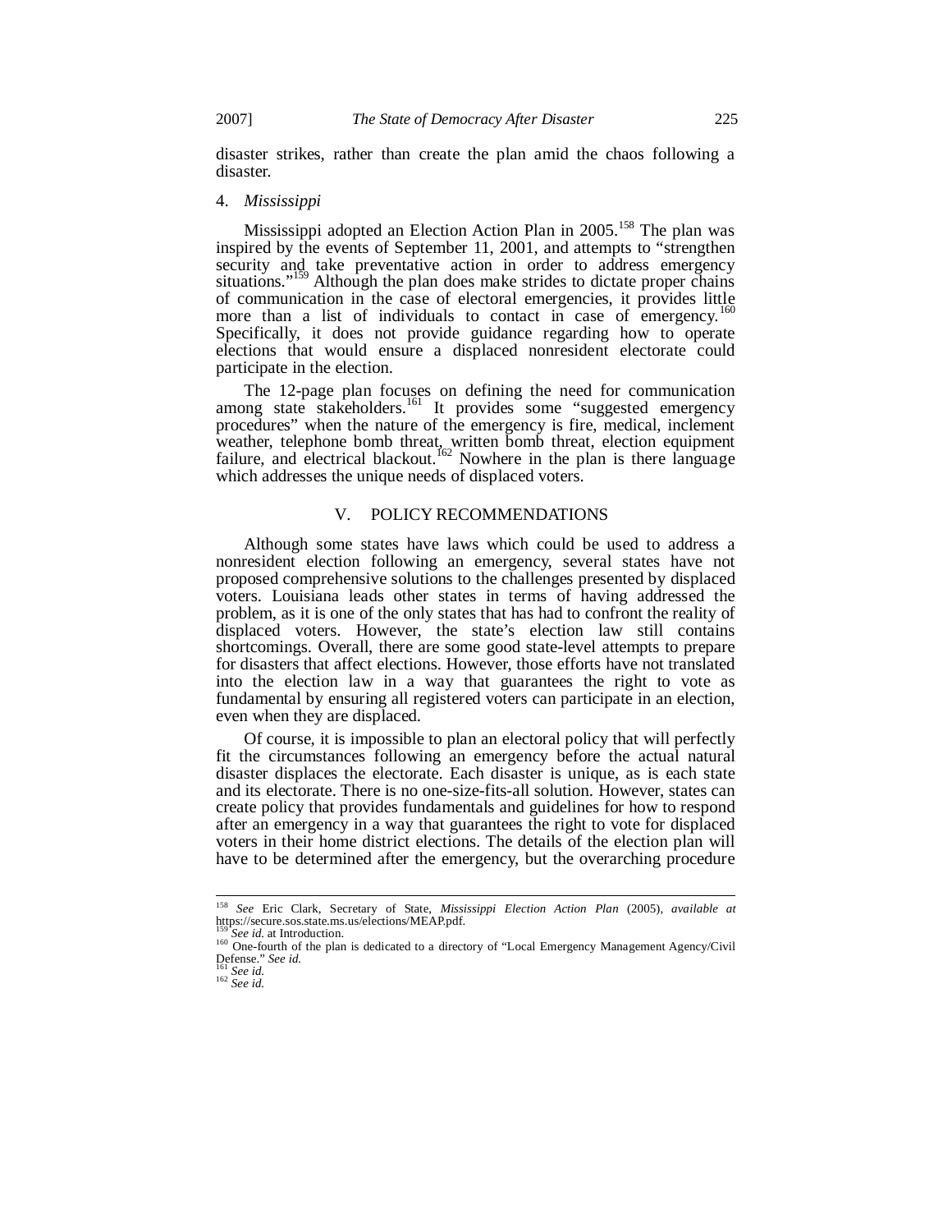disaster strikes, rather than create the plan amid the chaos following a disaster.

### 4. *Mississippi*

Mississippi adopted an Election Action Plan in 2005.[158] The plan was inspired by the events of September 11, 2001, and attempts to "strengthen security and take preventative action in order to address emergency situations."[159] Although the plan does make strides to dictate proper chains of communication in the case of electoral emergencies, it provides little more than a list of individuals to contact in case of emergency.[160] Specifically, it does not provide guidance regarding how to operate elections that would ensure a displaced nonresident electorate could participate in the election.

The 12-page plan focuses on defining the need for communication among state stakeholders.[161] It provides some "suggested emergency procedures" when the nature of the emergency is fire, medical, inclement weather, telephone bomb threat, written bomb threat, election equipment failure, and electrical blackout.[162] Nowhere in the plan is there language which addresses the unique needs of displaced voters.

## V. POLICY RECOMMENDATIONS

Although some states have laws which could be used to address a nonresident election following an emergency, several states have not proposed comprehensive solutions to the challenges presented by displaced voters. Louisiana leads other states in terms of having addressed the problem, as it is one of the only states that has had to confront the reality of displaced voters. However, the state's election law still contains shortcomings. Overall, there are some good state-level attempts to prepare for disasters that affect elections. However, those efforts have not translated into the election law in a way that guarantees the right to vote as fundamental by ensuring all registered voters can participate in an election, even when they are displaced.

Of course, it is impossible to plan an electoral policy that will perfectly fit the circumstances following an emergency before the actual natural disaster displaces the electorate. Each disaster is unique, as is each state and its electorate. There is no one-size-fits-all solution. However, states can create policy that provides fundamentals and guidelines for how to respond after an emergency in a way that guarantees the right to vote for displaced voters in their home district elections. The details of the election plan will have to be determined after the emergency, but the overarching procedure

---

[158] *See* Eric Clark, Secretary of State, *Mississippi Election Action Plan* (2005), *available at* https://secure.sos.state.ms.us/elections/MEAP.pdf.

[159] *See id.* at Introduction.

[160] One-fourth of the plan is dedicated to a directory of "Local Emergency Management Agency/Civil Defense." *See id.*

[161] *See id.*

[162] *See id.*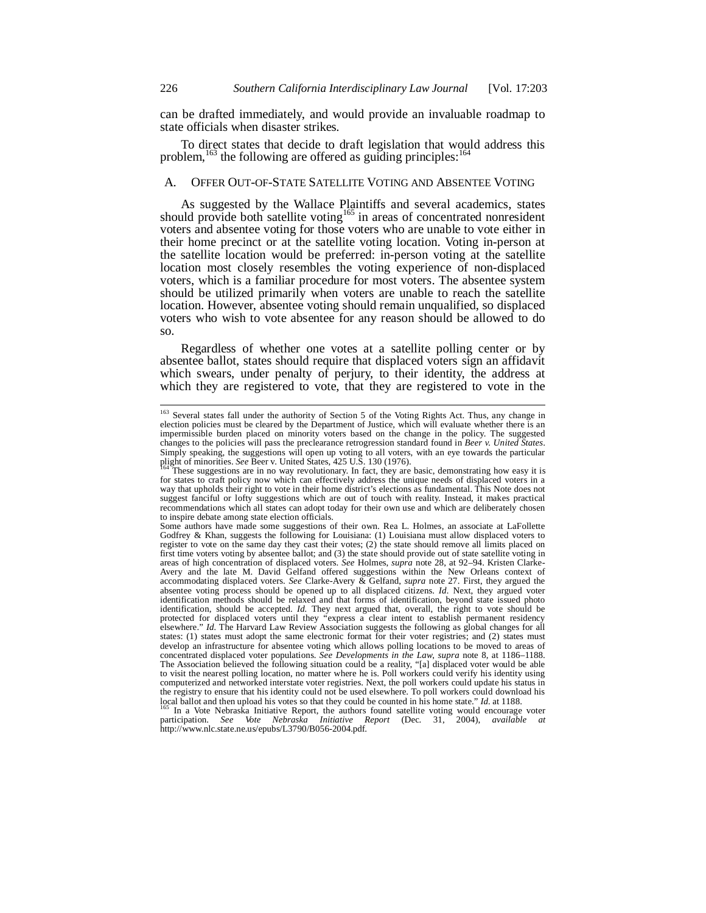can be drafted immediately, and would provide an invaluable roadmap to state officials when disaster strikes.

To direct states that decide to draft legislation that would address this problem,[163] the following are offered as guiding principles:[164]

## A. OFFER OUT-OF-STATE SATELLITE VOTING AND ABSENTEE VOTING

As suggested by the Wallace Plaintiffs and several academics, states should provide both satellite voting[165] in areas of concentrated nonresident voters and absentee voting for those voters who are unable to vote either in their home precinct or at the satellite voting location. Voting in-person at the satellite location would be preferred: in-person voting at the satellite location most closely resembles the voting experience of non-displaced voters, which is a familiar procedure for most voters. The absentee system should be utilized primarily when voters are unable to reach the satellite location. However, absentee voting should remain unqualified, so displaced voters who wish to vote absentee for any reason should be allowed to do so.

Regardless of whether one votes at a satellite polling center or by absentee ballot, states should require that displaced voters sign an affidavit which swears, under penalty of perjury, to their identity, the address at which they are registered to vote, that they are registered to vote in the

---

[163] Several states fall under the authority of Section 5 of the Voting Rights Act. Thus, any change in election policies must be cleared by the Department of Justice, which will evaluate whether there is an impermissible burden placed on minority voters based on the change in the policy. The suggested changes to the policies will pass the preclearance retrogression standard found in *Beer v. United States*. Simply speaking, the suggestions will open up voting to all voters, with an eye towards the particular plight of minorities. *See* Beer v. United States, 425 U.S. 130 (1976).

[164] These suggestions are in no way revolutionary. In fact, they are basic, demonstrating how easy it is for states to craft policy now which can effectively address the unique needs of displaced voters in a way that upholds their right to vote in their home district's elections as fundamental. This Note does not suggest fanciful or lofty suggestions which are out of touch with reality. Instead, it makes practical recommendations which all states can adopt today for their own use and which are deliberately chosen to inspire debate among state election officials.

Some authors have made some suggestions of their own. Rea L. Holmes, an associate at LaFollette Godfrey & Khan, suggests the following for Louisiana: (1) Louisiana must allow displaced voters to register to vote on the same day they cast their votes; (2) the state should remove all limits placed on first time voters voting by absentee ballot; and (3) the state should provide out of state satellite voting in areas of high concentration of displaced voters. *See* Holmes, *supra* note 28, at 92–94. Kristen Clarke-Avery and the late M. David Gelfand offered suggestions within the New Orleans context of accommodating displaced voters. *See* Clarke-Avery & Gelfand, *supra* note 27. First, they argued the absentee voting process should be opened up to all displaced citizens. *Id*. Next, they argued voter identification methods should be relaxed and that forms of identification, beyond state issued photo identification, should be accepted. *Id.* They next argued that, overall, the right to vote should be protected for displaced voters until they "express a clear intent to establish permanent residency elsewhere." *Id.* The Harvard Law Review Association suggests the following as global changes for all states: (1) states must adopt the same electronic format for their voter registries; and (2) states must develop an infrastructure for absentee voting which allows polling locations to be moved to areas of concentrated displaced voter populations. *See Developments in the Law*, *supra* note 8, at 1186–1188. The Association believed the following situation could be a reality, "[a] displaced voter would be able to visit the nearest polling location, no matter where he is. Poll workers could verify his identity using computerized and networked interstate voter registries. Next, the poll workers could update his status in the registry to ensure that his identity could not be used elsewhere. To poll workers could download his local ballot and then upload his votes so that they could be counted in his home state." *Id.* at 1188.

[165] In a Vote Nebraska Initiative Report, the authors found satellite voting would encourage voter participation. *See Vote Nebraska Initiative Report* (Dec. 31, 2004), *available at* http://www.nlc.state.ne.us/epubs/L3790/B056-2004.pdf.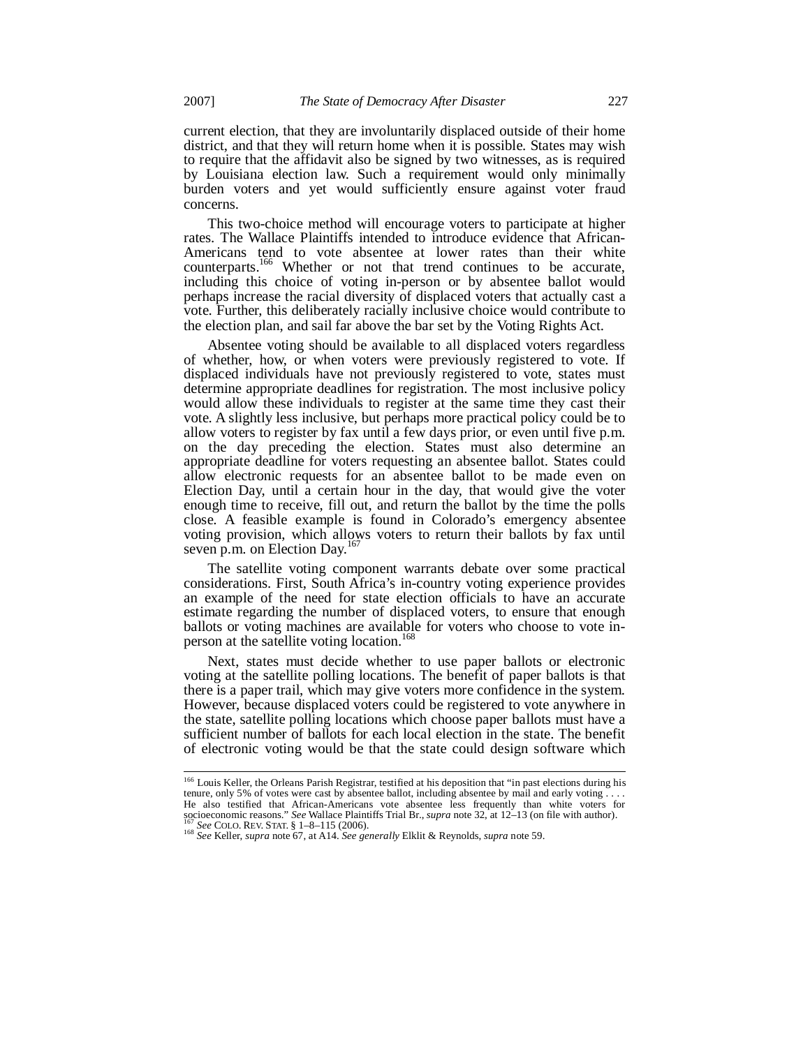current election, that they are involuntarily displaced outside of their home district, and that they will return home when it is possible. States may wish to require that the affidavit also be signed by two witnesses, as is required by Louisiana election law. Such a requirement would only minimally burden voters and yet would sufficiently ensure against voter fraud concerns.

This two-choice method will encourage voters to participate at higher rates. The Wallace Plaintiffs intended to introduce evidence that African-Americans tend to vote absentee at lower rates than their white counterparts.[166] Whether or not that trend continues to be accurate, including this choice of voting in-person or by absentee ballot would perhaps increase the racial diversity of displaced voters that actually cast a vote. Further, this deliberately racially inclusive choice would contribute to the election plan, and sail far above the bar set by the Voting Rights Act.

Absentee voting should be available to all displaced voters regardless of whether, how, or when voters were previously registered to vote. If displaced individuals have not previously registered to vote, states must determine appropriate deadlines for registration. The most inclusive policy would allow these individuals to register at the same time they cast their vote. A slightly less inclusive, but perhaps more practical policy could be to allow voters to register by fax until a few days prior, or even until five p.m. on the day preceding the election. States must also determine an appropriate deadline for voters requesting an absentee ballot. States could allow electronic requests for an absentee ballot to be made even on Election Day, until a certain hour in the day, that would give the voter enough time to receive, fill out, and return the ballot by the time the polls close. A feasible example is found in Colorado's emergency absentee voting provision, which allows voters to return their ballots by fax until seven p.m. on Election Day.[167]

The satellite voting component warrants debate over some practical considerations. First, South Africa's in-country voting experience provides an example of the need for state election officials to have an accurate estimate regarding the number of displaced voters, to ensure that enough ballots or voting machines are available for voters who choose to vote in-person at the satellite voting location.[168]

Next, states must decide whether to use paper ballots or electronic voting at the satellite polling locations. The benefit of paper ballots is that there is a paper trail, which may give voters more confidence in the system. However, because displaced voters could be registered to vote anywhere in the state, satellite polling locations which choose paper ballots must have a sufficient number of ballots for each local election in the state. The benefit of electronic voting would be that the state could design software which

---

[166] Louis Keller, the Orleans Parish Registrar, testified at his deposition that "in past elections during his tenure, only 5% of votes were cast by absentee ballot, including absentee by mail and early voting . . . . He also testified that African-Americans vote absentee less frequently than white voters for socioeconomic reasons." *See* Wallace Plaintiffs Trial Br., *supra* note 32, at 12–13 (on file with author).

[167] *See* COLO. REV. STAT. § 1–8–115 (2006).

[168] *See* Keller, *supra* note 67, at A14. *See generally* Elklit & Reynolds, *supra* note 59.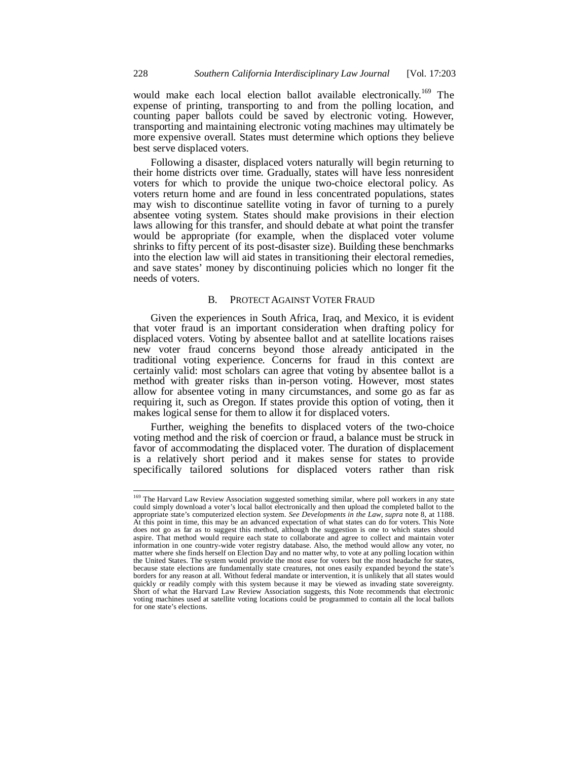would make each local election ballot available electronically.[169] The expense of printing, transporting to and from the polling location, and counting paper ballots could be saved by electronic voting. However, transporting and maintaining electronic voting machines may ultimately be more expensive overall. States must determine which options they believe best serve displaced voters.

Following a disaster, displaced voters naturally will begin returning to their home districts over time. Gradually, states will have less nonresident voters for which to provide the unique two-choice electoral policy. As voters return home and are found in less concentrated populations, states may wish to discontinue satellite voting in favor of turning to a purely absentee voting system. States should make provisions in their election laws allowing for this transfer, and should debate at what point the transfer would be appropriate (for example, when the displaced voter volume shrinks to fifty percent of its post-disaster size). Building these benchmarks into the election law will aid states in transitioning their electoral remedies, and save states' money by discontinuing policies which no longer fit the needs of voters.

### B. PROTECT AGAINST VOTER FRAUD

Given the experiences in South Africa, Iraq, and Mexico, it is evident that voter fraud is an important consideration when drafting policy for displaced voters. Voting by absentee ballot and at satellite locations raises new voter fraud concerns beyond those already anticipated in the traditional voting experience. Concerns for fraud in this context are certainly valid: most scholars can agree that voting by absentee ballot is a method with greater risks than in-person voting. However, most states allow for absentee voting in many circumstances, and some go as far as requiring it, such as Oregon. If states provide this option of voting, then it makes logical sense for them to allow it for displaced voters.

Further, weighing the benefits to displaced voters of the two-choice voting method and the risk of coercion or fraud, a balance must be struck in favor of accommodating the displaced voter. The duration of displacement is a relatively short period and it makes sense for states to provide specifically tailored solutions for displaced voters rather than risk

---

[169] The Harvard Law Review Association suggested something similar, where poll workers in any state could simply download a voter's local ballot electronically and then upload the completed ballot to the appropriate state's computerized election system. *See Developments in the Law*, *supra* note 8, at 1188. At this point in time, this may be an advanced expectation of what states can do for voters. This Note does not go as far as to suggest this method, although the suggestion is one to which states should aspire. That method would require each state to collaborate and agree to collect and maintain voter information in one country-wide voter registry database. Also, the method would allow any voter, no matter where she finds herself on Election Day and no matter why, to vote at any polling location within the United States. The system would provide the most ease for voters but the most headache for states, because state elections are fundamentally state creatures, not ones easily expanded beyond the state's borders for any reason at all. Without federal mandate or intervention, it is unlikely that all states would quickly or readily comply with this system because it may be viewed as invading state sovereignty. Short of what the Harvard Law Review Association suggests, this Note recommends that electronic voting machines used at satellite voting locations could be programmed to contain all the local ballots for one state's elections.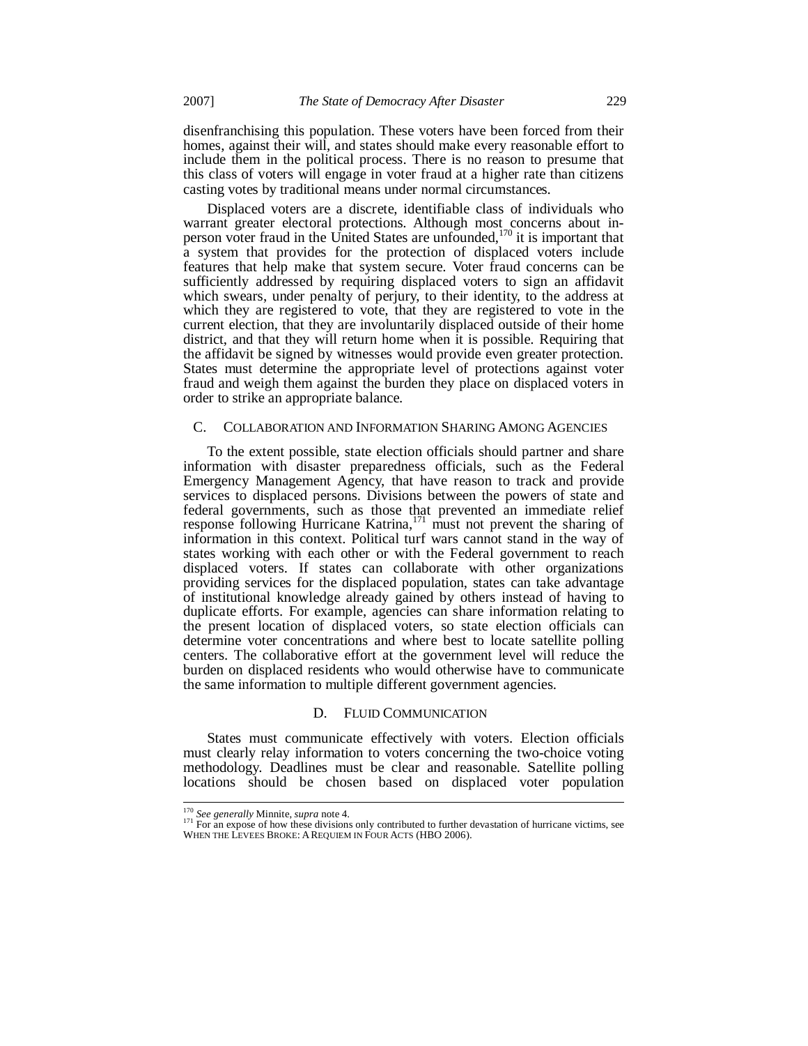disenfranchising this population. These voters have been forced from their homes, against their will, and states should make every reasonable effort to include them in the political process. There is no reason to presume that this class of voters will engage in voter fraud at a higher rate than citizens casting votes by traditional means under normal circumstances.

Displaced voters are a discrete, identifiable class of individuals who warrant greater electoral protections. Although most concerns about in-person voter fraud in the United States are unfounded,[170] it is important that a system that provides for the protection of displaced voters include features that help make that system secure. Voter fraud concerns can be sufficiently addressed by requiring displaced voters to sign an affidavit which swears, under penalty of perjury, to their identity, to the address at which they are registered to vote, that they are registered to vote in the current election, that they are involuntarily displaced outside of their home district, and that they will return home when it is possible. Requiring that the affidavit be signed by witnesses would provide even greater protection. States must determine the appropriate level of protections against voter fraud and weigh them against the burden they place on displaced voters in order to strike an appropriate balance.

### C. Collaboration and Information Sharing Among Agencies

To the extent possible, state election officials should partner and share information with disaster preparedness officials, such as the Federal Emergency Management Agency, that have reason to track and provide services to displaced persons. Divisions between the powers of state and federal governments, such as those that prevented an immediate relief response following Hurricane Katrina,[171] must not prevent the sharing of information in this context. Political turf wars cannot stand in the way of states working with each other or with the Federal government to reach displaced voters. If states can collaborate with other organizations providing services for the displaced population, states can take advantage of institutional knowledge already gained by others instead of having to duplicate efforts. For example, agencies can share information relating to the present location of displaced voters, so state election officials can determine voter concentrations and where best to locate satellite polling centers. The collaborative effort at the government level will reduce the burden on displaced residents who would otherwise have to communicate the same information to multiple different government agencies.

### D. Fluid Communication

States must communicate effectively with voters. Election officials must clearly relay information to voters concerning the two-choice voting methodology. Deadlines must be clear and reasonable. Satellite polling locations should be chosen based on displaced voter population

---

[170] *See generally* Minnite, *supra* note 4.

[171] For an expose of how these divisions only contributed to further devastation of hurricane victims, see WHEN THE LEVEES BROKE: A REQUIEM IN FOUR ACTS (HBO 2006).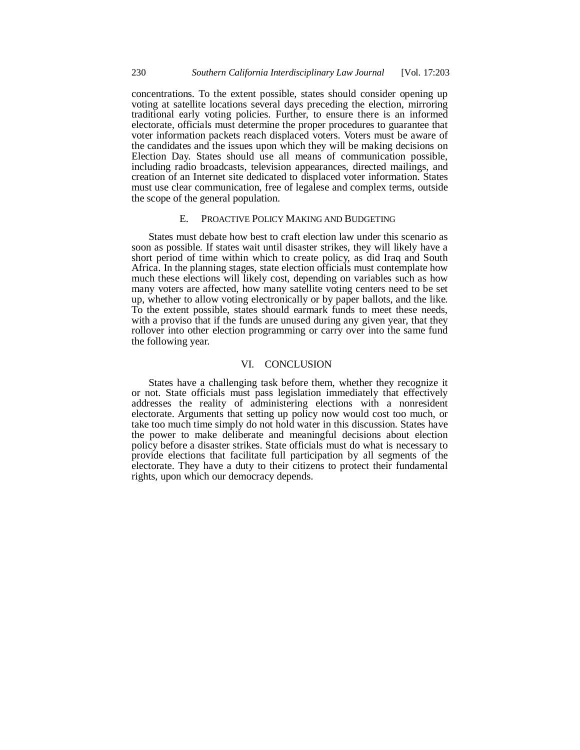concentrations. To the extent possible, states should consider opening up voting at satellite locations several days preceding the election, mirroring traditional early voting policies. Further, to ensure there is an informed electorate, officials must determine the proper procedures to guarantee that voter information packets reach displaced voters. Voters must be aware of the candidates and the issues upon which they will be making decisions on Election Day. States should use all means of communication possible, including radio broadcasts, television appearances, directed mailings, and creation of an Internet site dedicated to displaced voter information. States must use clear communication, free of legalese and complex terms, outside the scope of the general population.

### E. Proactive Policy Making and Budgeting

States must debate how best to craft election law under this scenario as soon as possible. If states wait until disaster strikes, they will likely have a short period of time within which to create policy, as did Iraq and South Africa. In the planning stages, state election officials must contemplate how much these elections will likely cost, depending on variables such as how many voters are affected, how many satellite voting centers need to be set up, whether to allow voting electronically or by paper ballots, and the like. To the extent possible, states should earmark funds to meet these needs, with a proviso that if the funds are unused during any given year, that they rollover into other election programming or carry over into the same fund the following year.

## VI. CONCLUSION

States have a challenging task before them, whether they recognize it or not. State officials must pass legislation immediately that effectively addresses the reality of administering elections with a nonresident electorate. Arguments that setting up policy now would cost too much, or take too much time simply do not hold water in this discussion. States have the power to make deliberate and meaningful decisions about election policy before a disaster strikes. State officials must do what is necessary to provide elections that facilitate full participation by all segments of the electorate. They have a duty to their citizens to protect their fundamental rights, upon which our democracy depends.